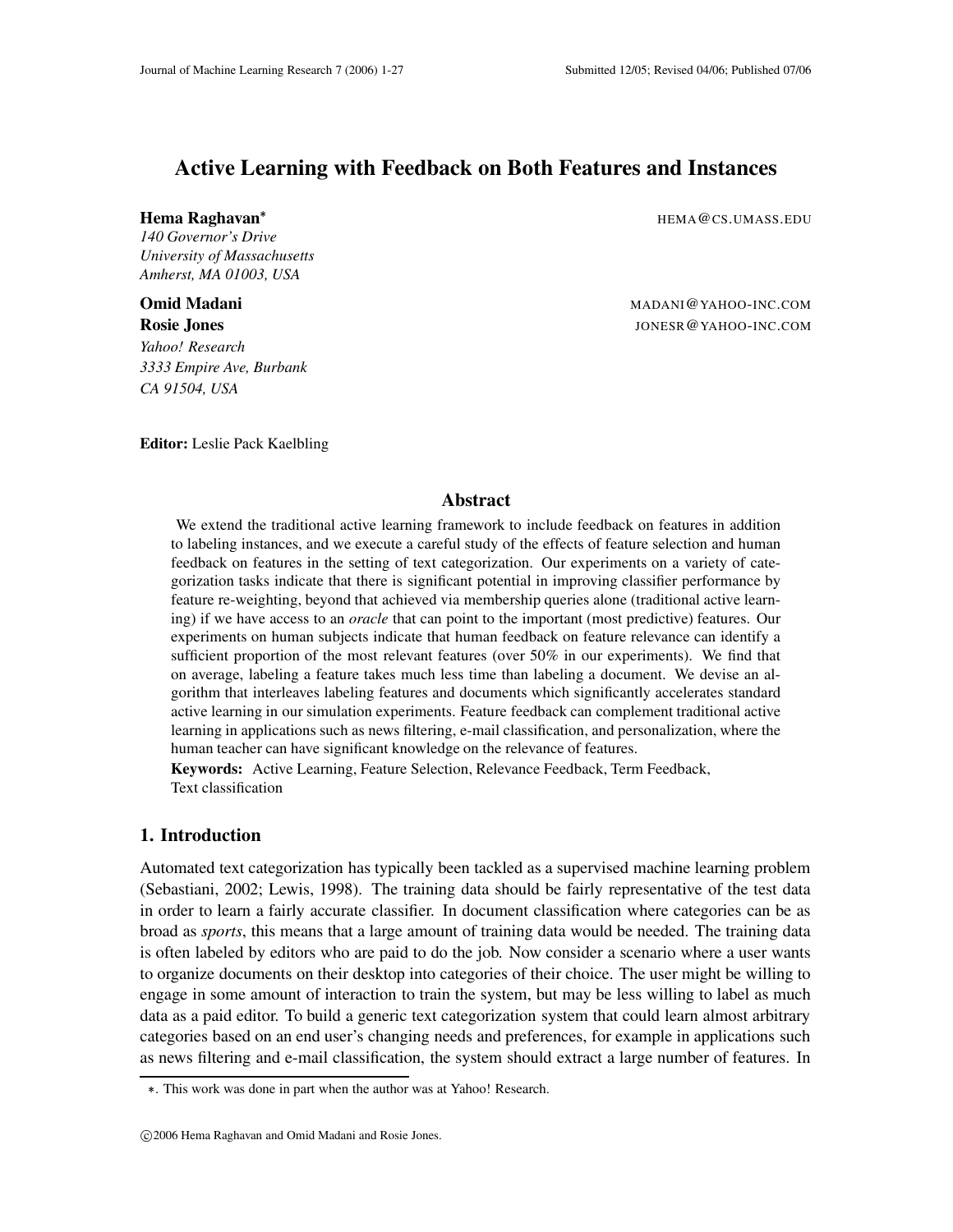# Active Learning with Feedback on Both Features and Instances

**Hema Raghavan**[*] HEMA@CS.UMASS.EDU
*140 Governor's Drive*
*University of Massachusetts*
*Amherst, MA 01003, USA*

**Omid Madani** MADANI@YAHOO-INC.COM
**Rosie Jones** JONESR@YAHOO-INC.COM
*Yahoo! Research*
*3333 Empire Ave, Burbank*
*CA 91504, USA*

**Editor:** Leslie Pack Kaelbling

## Abstract

We extend the traditional active learning framework to include feedback on features in addition to labeling instances, and we execute a careful study of the effects of feature selection and human feedback on features in the setting of text categorization. Our experiments on a variety of categorization tasks indicate that there is significant potential in improving classifier performance by feature re-weighting, beyond that achieved via membership queries alone (traditional active learning) if we have access to an *oracle* that can point to the important (most predictive) features. Our experiments on human subjects indicate that human feedback on feature relevance can identify a sufficient proportion of the most relevant features (over 50% in our experiments). We find that on average, labeling a feature takes much less time than labeling a document. We devise an algorithm that interleaves labeling features and documents which significantly accelerates standard active learning in our simulation experiments. Feature feedback can complement traditional active learning in applications such as news filtering, e-mail classification, and personalization, where the human teacher can have significant knowledge on the relevance of features.

**Keywords:** Active Learning, Feature Selection, Relevance Feedback, Term Feedback, Text classification

## 1. Introduction

Automated text categorization has typically been tackled as a supervised machine learning problem (Sebastiani, 2002; Lewis, 1998). The training data should be fairly representative of the test data in order to learn a fairly accurate classifier. In document classification where categories can be as broad as *sports*, this means that a large amount of training data would be needed. The training data is often labeled by editors who are paid to do the job. Now consider a scenario where a user wants to organize documents on their desktop into categories of their choice. The user might be willing to engage in some amount of interaction to train the system, but may be less willing to label as much data as a paid editor. To build a generic text categorization system that could learn almost arbitrary categories based on an end user's changing needs and preferences, for example in applications such as news filtering and e-mail classification, the system should extract a large number of features. In

[*] This work was done in part when the author was at Yahoo! Research.

©2006 Hema Raghavan and Omid Madani and Rosie Jones.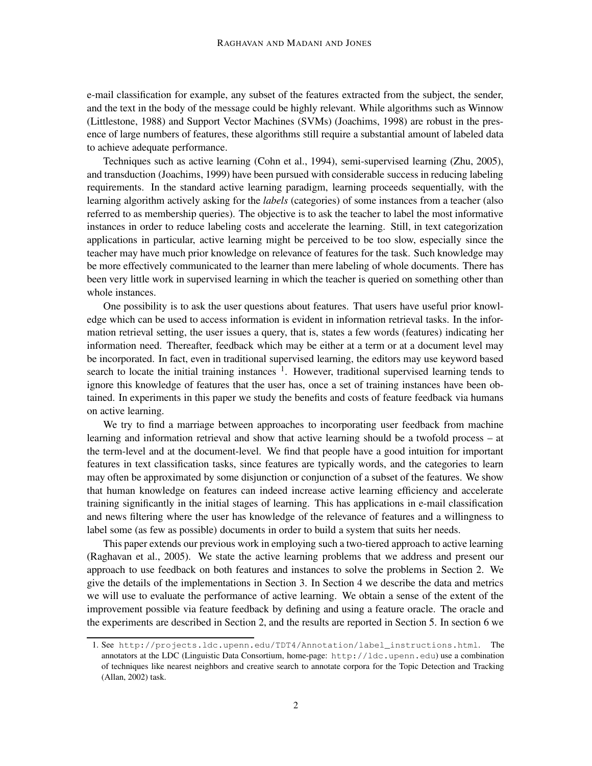e-mail classification for example, any subset of the features extracted from the subject, the sender, and the text in the body of the message could be highly relevant. While algorithms such as Winnow (Littlestone, 1988) and Support Vector Machines (SVMs) (Joachims, 1998) are robust in the presence of large numbers of features, these algorithms still require a substantial amount of labeled data to achieve adequate performance.

Techniques such as active learning (Cohn et al., 1994), semi-supervised learning (Zhu, 2005), and transduction (Joachims, 1999) have been pursued with considerable success in reducing labeling requirements. In the standard active learning paradigm, learning proceeds sequentially, with the learning algorithm actively asking for the *labels* (categories) of some instances from a teacher (also referred to as membership queries). The objective is to ask the teacher to label the most informative instances in order to reduce labeling costs and accelerate the learning. Still, in text categorization applications in particular, active learning might be perceived to be too slow, especially since the teacher may have much prior knowledge on relevance of features for the task. Such knowledge may be more effectively communicated to the learner than mere labeling of whole documents. There has been very little work in supervised learning in which the teacher is queried on something other than whole instances.

One possibility is to ask the user questions about features. That users have useful prior knowledge which can be used to access information is evident in information retrieval tasks. In the information retrieval setting, the user issues a query, that is, states a few words (features) indicating her information need. Thereafter, feedback which may be either at a term or at a document level may be incorporated. In fact, even in traditional supervised learning, the editors may use keyword based search to locate the initial training instances [1]. However, traditional supervised learning tends to ignore this knowledge of features that the user has, once a set of training instances have been obtained. In experiments in this paper we study the benefits and costs of feature feedback via humans on active learning.

We try to find a marriage between approaches to incorporating user feedback from machine learning and information retrieval and show that active learning should be a twofold process – at the term-level and at the document-level. We find that people have a good intuition for important features in text classification tasks, since features are typically words, and the categories to learn may often be approximated by some disjunction or conjunction of a subset of the features. We show that human knowledge on features can indeed increase active learning efficiency and accelerate training significantly in the initial stages of learning. This has applications in e-mail classification and news filtering where the user has knowledge of the relevance of features and a willingness to label some (as few as possible) documents in order to build a system that suits her needs.

This paper extends our previous work in employing such a two-tiered approach to active learning (Raghavan et al., 2005). We state the active learning problems that we address and present our approach to use feedback on both features and instances to solve the problems in Section 2. We give the details of the implementations in Section 3. In Section 4 we describe the data and metrics we will use to evaluate the performance of active learning. We obtain a sense of the extent of the improvement possible via feature feedback by defining and using a feature oracle. The oracle and the experiments are described in Section 2, and the results are reported in Section 5. In section 6 we

1. See http://projects.ldc.upenn.edu/TDT4/Annotation/label_instructions.html. The annotators at the LDC (Linguistic Data Consortium, home-page: http://ldc.upenn.edu) use a combination of techniques like nearest neighbors and creative search to annotate corpora for the Topic Detection and Tracking (Allan, 2002) task.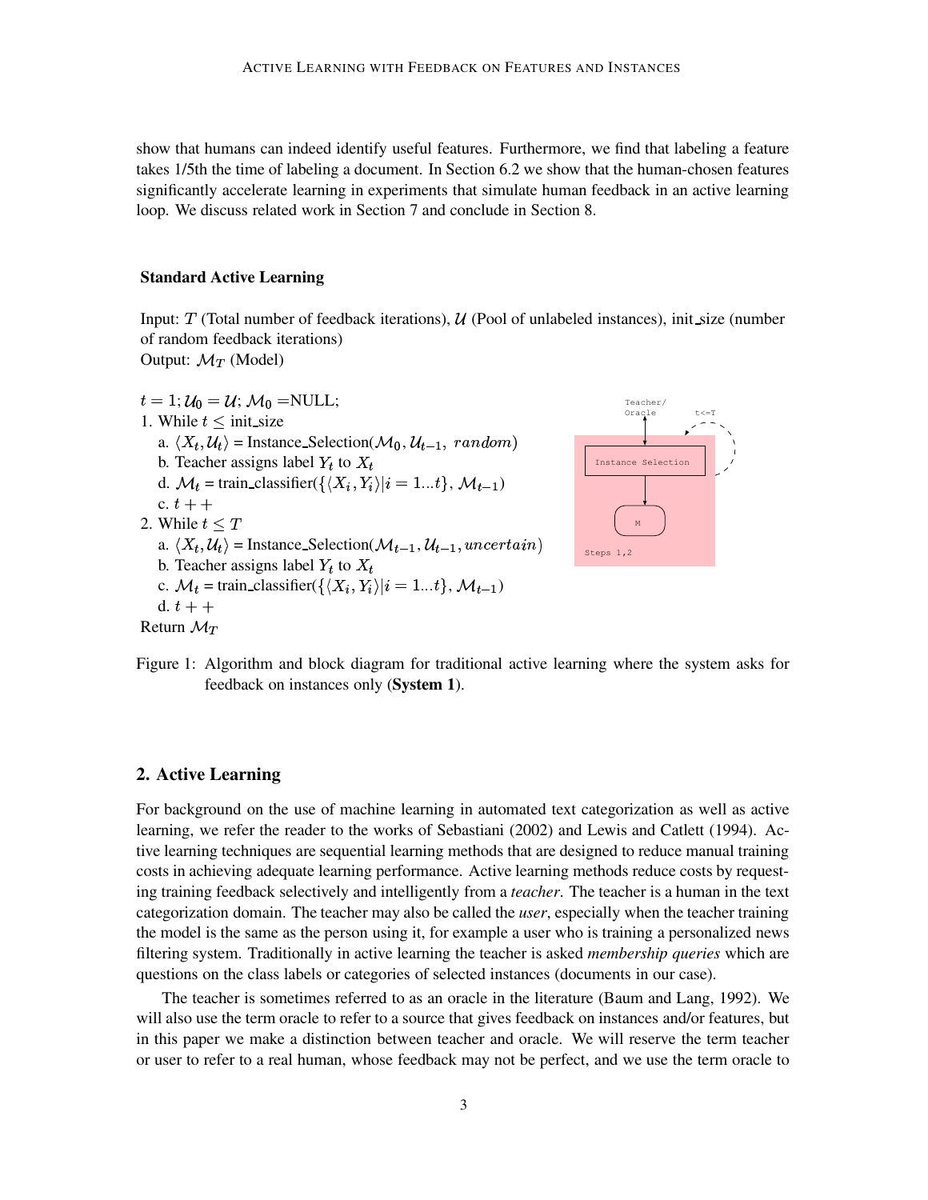show that humans can indeed identify useful features. Furthermore, we find that labeling a feature takes 1/5th the time of labeling a document. In Section 6.2 we show that the human-chosen features significantly accelerate learning in experiments that simulate human feedback in an active learning loop. We discuss related work in Section 7 and conclude in Section 8.

**Standard Active Learning**

Input: $T$ (Total number of feedback iterations), $\mathcal{U}$ (Pool of unlabeled instances), init_size (number of random feedback iterations)
Output: $\mathcal{M}_T$ (Model)

$t = 1; \mathcal{U}_0 = \mathcal{U}; \mathcal{M}_0 =$NULL;
1. While $t \leq$ init_size
   a. $\langle X_t, \mathcal{U}_t \rangle$ = Instance_Selection($\mathcal{M}_0, \mathcal{U}_{t-1},\ random$)
   b. Teacher assigns label $Y_t$ to $X_t$
   d. $\mathcal{M}_t$ = train_classifier($\{\langle X_i, Y_i \rangle | i = 1...t\}$, $\mathcal{M}_{t-1}$)
   c. $t++$
2. While $t \leq T$
   a. $\langle X_t, \mathcal{U}_t \rangle$ = Instance_Selection($\mathcal{M}_{t-1}, \mathcal{U}_{t-1}, uncertain$)
   b. Teacher assigns label $Y_t$ to $X_t$
   c. $\mathcal{M}_t$ = train_classifier($\{\langle X_i, Y_i \rangle | i = 1...t\}$, $\mathcal{M}_{t-1}$)
   d. $t++$

Return $\mathcal{M}_T$

Teacher/ Oracle — t<=T — Instance Selection — M — Steps 1,2

Figure 1: Algorithm and block diagram for traditional active learning where the system asks for feedback on instances only (**System 1**).

## 2. Active Learning

For background on the use of machine learning in automated text categorization as well as active learning, we refer the reader to the works of Sebastiani (2002) and Lewis and Catlett (1994). Active learning techniques are sequential learning methods that are designed to reduce manual training costs in achieving adequate learning performance. Active learning methods reduce costs by requesting training feedback selectively and intelligently from a *teacher*. The teacher is a human in the text categorization domain. The teacher may also be called the *user*, especially when the teacher training the model is the same as the person using it, for example a user who is training a personalized news filtering system. Traditionally in active learning the teacher is asked *membership queries* which are questions on the class labels or categories of selected instances (documents in our case).

The teacher is sometimes referred to as an oracle in the literature (Baum and Lang, 1992). We will also use the term oracle to refer to a source that gives feedback on instances and/or features, but in this paper we make a distinction between teacher and oracle. We will reserve the term teacher or user to refer to a real human, whose feedback may not be perfect, and we use the term oracle to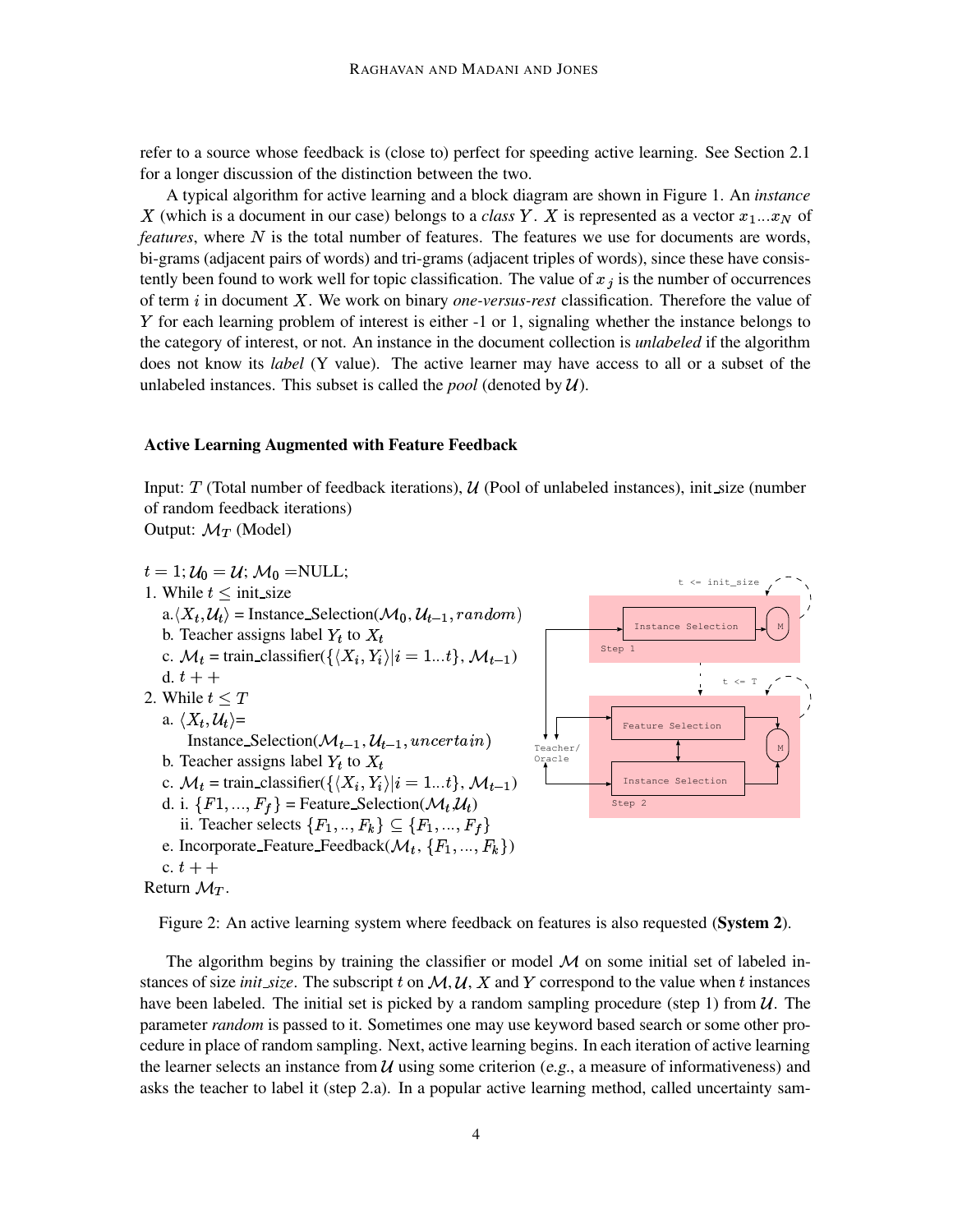refer to a source whose feedback is (close to) perfect for speeding active learning. See Section 2.1 for a longer discussion of the distinction between the two.

A typical algorithm for active learning and a block diagram are shown in Figure 1. An *instance* $X$ (which is a document in our case) belongs to a *class* $Y$. $X$ is represented as a vector $x_1...x_N$ of *features*, where $N$ is the total number of features. The features we use for documents are words, bi-grams (adjacent pairs of words) and tri-grams (adjacent triples of words), since these have consistently been found to work well for topic classification. The value of $x_j$ is the number of occurrences of term $i$ in document $X$. We work on binary *one-versus-rest* classification. Therefore the value of $Y$ for each learning problem of interest is either -1 or 1, signaling whether the instance belongs to the category of interest, or not. An instance in the document collection is *unlabeled* if the algorithm does not know its *label* (Y value). The active learner may have access to all or a subset of the unlabeled instances. This subset is called the *pool* (denoted by $\mathcal{U}$).

**Active Learning Augmented with Feature Feedback**

Input: $T$ (Total number of feedback iterations), $\mathcal{U}$ (Pool of unlabeled instances), init_size (number of random feedback iterations)
Output: $\mathcal{M}_T$ (Model)

$t = 1; \mathcal{U}_0 = \mathcal{U}; \mathcal{M}_0 =$NULL;
1. While $t \leq$ init_size
   a. $\langle X_t, \mathcal{U}_t \rangle$ = Instance_Selection($\mathcal{M}_0, \mathcal{U}_{t-1}, random$)
   b. Teacher assigns label $Y_t$ to $X_t$
   c. $\mathcal{M}_t$ = train_classifier($\{\langle X_i, Y_i \rangle | i = 1...t\}, \mathcal{M}_{t-1}$)
   d. $t{+}{+}$
2. While $t \leq T$
   a. $\langle X_t, \mathcal{U}_t \rangle$= Instance_Selection($\mathcal{M}_{t-1}, \mathcal{U}_{t-1}, uncertain$)
   b. Teacher assigns label $Y_t$ to $X_t$
   c. $\mathcal{M}_t$ = train_classifier($\{\langle X_i, Y_i \rangle | i = 1...t\}, \mathcal{M}_{t-1}$)
   d. i. $\{F1, ..., F_f\}$ = Feature_Selection($\mathcal{M}_t, \mathcal{U}_t$)
      ii. Teacher selects $\{F_1, .., F_k\} \subseteq \{F_1, ..., F_f\}$
   e. Incorporate_Feature_Feedback($\mathcal{M}_t, \{F_1, ..., F_k\}$)
   c. $t{+}{+}$
Return $\mathcal{M}_T$.

t <= init_size
Instance Selection → M
Step 1
t <= T
Teacher/Oracle
Feature Selection
Instance Selection
M
Step 2

Figure 2: An active learning system where feedback on features is also requested (**System 2**).

The algorithm begins by training the classifier or model $\mathcal{M}$ on some initial set of labeled instances of size *init_size*. The subscript $t$ on $\mathcal{M}, \mathcal{U}, X$ and $Y$ correspond to the value when $t$ instances have been labeled. The initial set is picked by a random sampling procedure (step 1) from $\mathcal{U}$. The parameter *random* is passed to it. Sometimes one may use keyword based search or some other procedure in place of random sampling. Next, active learning begins. In each iteration of active learning the learner selects an instance from $\mathcal{U}$ using some criterion (*e.g.*, a measure of informativeness) and asks the teacher to label it (step 2.a). In a popular active learning method, called uncertainty sam-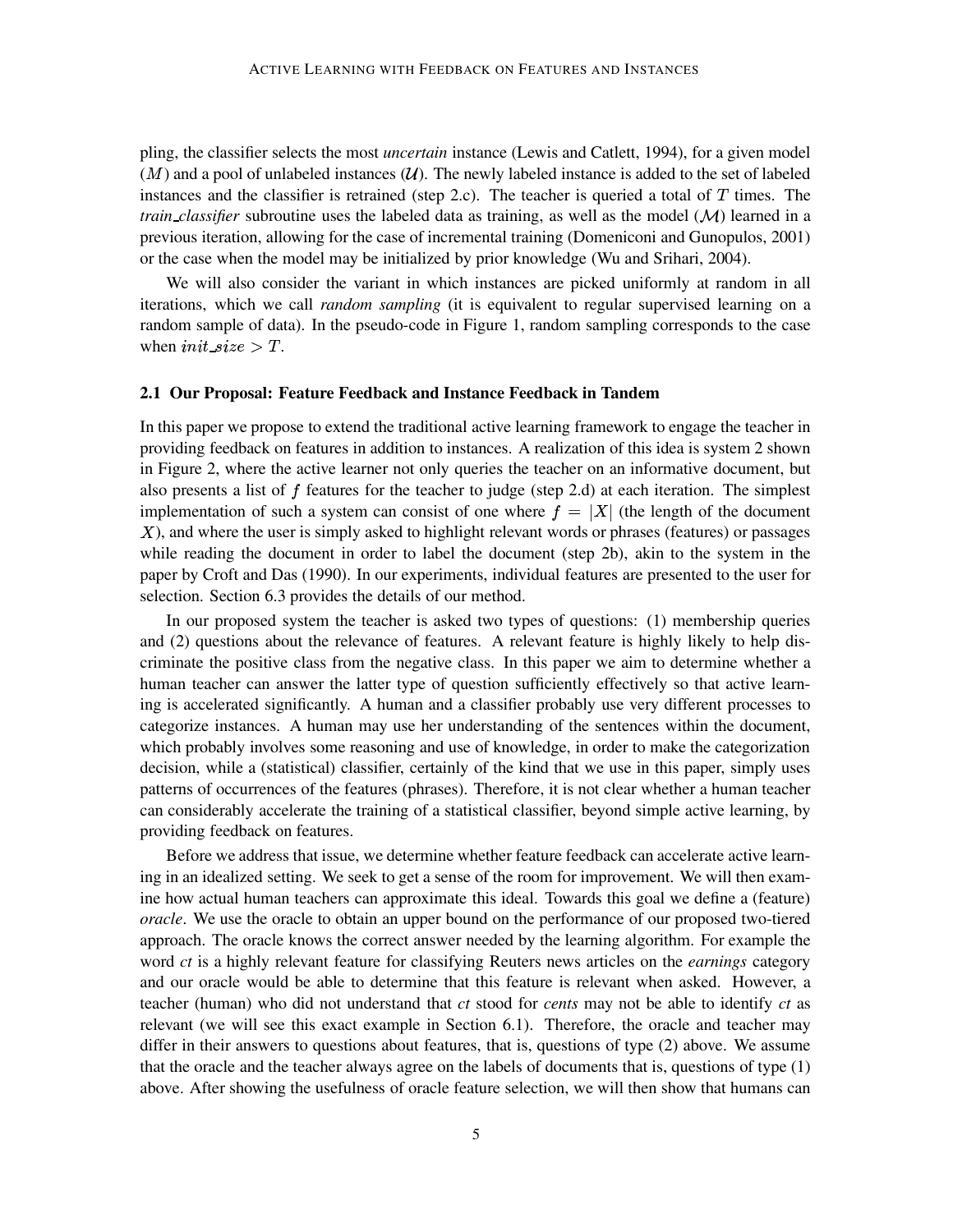pling, the classifier selects the most *uncertain* instance (Lewis and Catlett, 1994), for a given model ($M$) and a pool of unlabeled instances ($\mathcal{U}$). The newly labeled instance is added to the set of labeled instances and the classifier is retrained (step 2.c). The teacher is queried a total of $T$ times. The *train_classifier* subroutine uses the labeled data as training, as well as the model ($\mathcal{M}$) learned in a previous iteration, allowing for the case of incremental training (Domeniconi and Gunopulos, 2001) or the case when the model may be initialized by prior knowledge (Wu and Srihari, 2004).

We will also consider the variant in which instances are picked uniformly at random in all iterations, which we call *random sampling* (it is equivalent to regular supervised learning on a random sample of data). In the pseudo-code in Figure 1, random sampling corresponds to the case when $init\_size > T$.

### 2.1 Our Proposal: Feature Feedback and Instance Feedback in Tandem

In this paper we propose to extend the traditional active learning framework to engage the teacher in providing feedback on features in addition to instances. A realization of this idea is system 2 shown in Figure 2, where the active learner not only queries the teacher on an informative document, but also presents a list of $f$ features for the teacher to judge (step 2.d) at each iteration. The simplest implementation of such a system can consist of one where $f = |X|$ (the length of the document $X$), and where the user is simply asked to highlight relevant words or phrases (features) or passages while reading the document in order to label the document (step 2b), akin to the system in the paper by Croft and Das (1990). In our experiments, individual features are presented to the user for selection. Section 6.3 provides the details of our method.

In our proposed system the teacher is asked two types of questions: (1) membership queries and (2) questions about the relevance of features. A relevant feature is highly likely to help discriminate the positive class from the negative class. In this paper we aim to determine whether a human teacher can answer the latter type of question sufficiently effectively so that active learning is accelerated significantly. A human and a classifier probably use very different processes to categorize instances. A human may use her understanding of the sentences within the document, which probably involves some reasoning and use of knowledge, in order to make the categorization decision, while a (statistical) classifier, certainly of the kind that we use in this paper, simply uses patterns of occurrences of the features (phrases). Therefore, it is not clear whether a human teacher can considerably accelerate the training of a statistical classifier, beyond simple active learning, by providing feedback on features.

Before we address that issue, we determine whether feature feedback can accelerate active learning in an idealized setting. We seek to get a sense of the room for improvement. We will then examine how actual human teachers can approximate this ideal. Towards this goal we define a (feature) *oracle*. We use the oracle to obtain an upper bound on the performance of our proposed two-tiered approach. The oracle knows the correct answer needed by the learning algorithm. For example the word *ct* is a highly relevant feature for classifying Reuters news articles on the *earnings* category and our oracle would be able to determine that this feature is relevant when asked. However, a teacher (human) who did not understand that *ct* stood for *cents* may not be able to identify *ct* as relevant (we will see this exact example in Section 6.1). Therefore, the oracle and teacher may differ in their answers to questions about features, that is, questions of type (2) above. We assume that the oracle and the teacher always agree on the labels of documents that is, questions of type (1) above. After showing the usefulness of oracle feature selection, we will then show that humans can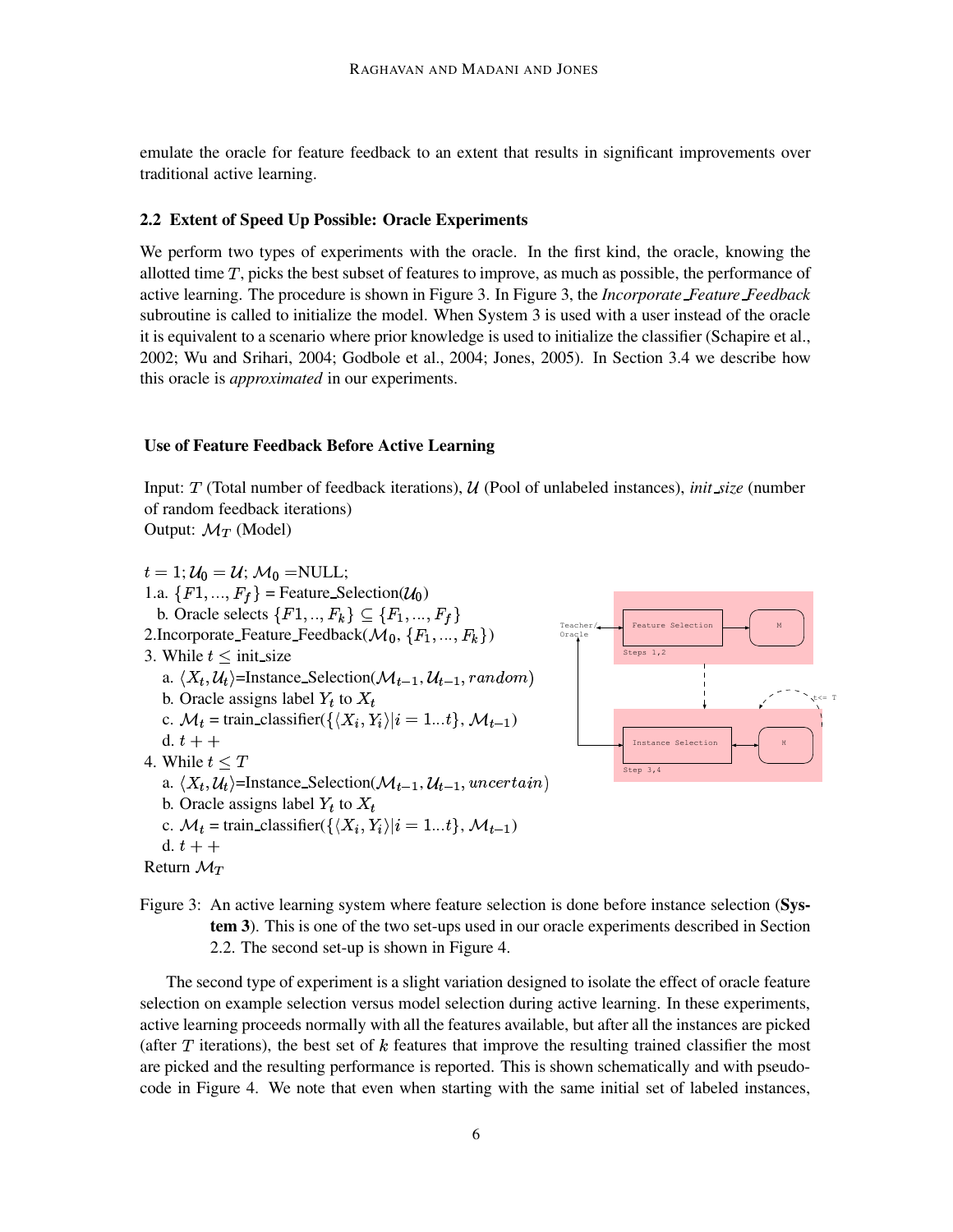emulate the oracle for feature feedback to an extent that results in significant improvements over traditional active learning.

### 2.2 Extent of Speed Up Possible: Oracle Experiments

We perform two types of experiments with the oracle. In the first kind, the oracle, knowing the allotted time $T$, picks the best subset of features to improve, as much as possible, the performance of active learning. The procedure is shown in Figure 3. In Figure 3, the *Incorporate_Feature_Feedback* subroutine is called to initialize the model. When System 3 is used with a user instead of the oracle it is equivalent to a scenario where prior knowledge is used to initialize the classifier (Schapire et al., 2002; Wu and Srihari, 2004; Godbole et al., 2004; Jones, 2005). In Section 3.4 we describe how this oracle is *approximated* in our experiments.

**Use of Feature Feedback Before Active Learning**

Input: $T$ (Total number of feedback iterations), $\mathcal{U}$ (Pool of unlabeled instances), *init_size* (number of random feedback iterations)
Output: $\mathcal{M}_T$ (Model)

$t = 1; \mathcal{U}_0 = \mathcal{U}; \mathcal{M}_0 =$NULL;
1.a. $\{F1, ..., F_f\}$ = Feature_Selection($\mathcal{U}_0$)
  b. Oracle selects $\{F1, .., F_k\} \subseteq \{F_1, ..., F_f\}$
2.Incorporate_Feature_Feedback($\mathcal{M}_0$, $\{F_1, ..., F_k\}$)
3. While $t \leq$ init_size
  a. $\langle X_t, \mathcal{U}_t \rangle$=Instance_Selection($\mathcal{M}_{t-1}, \mathcal{U}_{t-1}, random$)
  b. Oracle assigns label $Y_t$ to $X_t$
  c. $\mathcal{M}_t$ = train_classifier($\{\langle X_i, Y_i \rangle | i = 1...t\}$, $\mathcal{M}_{t-1}$)
  d. $t++$
4. While $t \leq T$
  a. $\langle X_t, \mathcal{U}_t \rangle$=Instance_Selection($\mathcal{M}_{t-1}, \mathcal{U}_{t-1}, uncertain$)
  b. Oracle assigns label $Y_t$ to $X_t$
  c. $\mathcal{M}_t$ = train_classifier($\{\langle X_i, Y_i \rangle | i = 1...t\}$, $\mathcal{M}_{t-1}$)
  d. $t++$
Return $\mathcal{M}_T$

Figure 3: An active learning system where feature selection is done before instance selection (**System 3**). This is one of the two set-ups used in our oracle experiments described in Section 2.2. The second set-up is shown in Figure 4.

The second type of experiment is a slight variation designed to isolate the effect of oracle feature selection on example selection versus model selection during active learning. In these experiments, active learning proceeds normally with all the features available, but after all the instances are picked (after $T$ iterations), the best set of $k$ features that improve the resulting trained classifier the most are picked and the resulting performance is reported. This is shown schematically and with pseudo-code in Figure 4. We note that even when starting with the same initial set of labeled instances,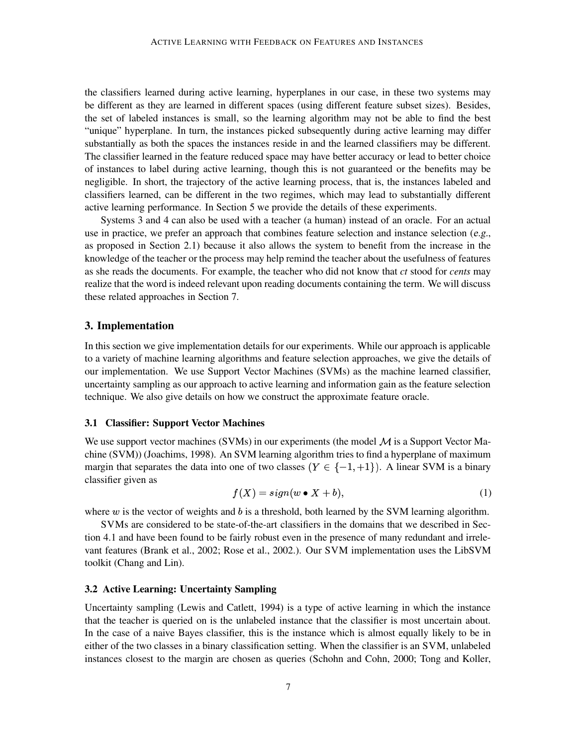the classifiers learned during active learning, hyperplanes in our case, in these two systems may be different as they are learned in different spaces (using different feature subset sizes). Besides, the set of labeled instances is small, so the learning algorithm may not be able to find the best "unique" hyperplane. In turn, the instances picked subsequently during active learning may differ substantially as both the spaces the instances reside in and the learned classifiers may be different. The classifier learned in the feature reduced space may have better accuracy or lead to better choice of instances to label during active learning, though this is not guaranteed or the benefits may be negligible. In short, the trajectory of the active learning process, that is, the instances labeled and classifiers learned, can be different in the two regimes, which may lead to substantially different active learning performance. In Section 5 we provide the details of these experiments.

Systems 3 and 4 can also be used with a teacher (a human) instead of an oracle. For an actual use in practice, we prefer an approach that combines feature selection and instance selection (*e.g.*, as proposed in Section 2.1) because it also allows the system to benefit from the increase in the knowledge of the teacher or the process may help remind the teacher about the usefulness of features as she reads the documents. For example, the teacher who did not know that *ct* stood for *cents* may realize that the word is indeed relevant upon reading documents containing the term. We will discuss these related approaches in Section 7.

## 3. Implementation

In this section we give implementation details for our experiments. While our approach is applicable to a variety of machine learning algorithms and feature selection approaches, we give the details of our implementation. We use Support Vector Machines (SVMs) as the machine learned classifier, uncertainty sampling as our approach to active learning and information gain as the feature selection technique. We also give details on how we construct the approximate feature oracle.

### 3.1 Classifier: Support Vector Machines

We use support vector machines (SVMs) in our experiments (the model $\mathcal{M}$ is a Support Vector Machine (SVM)) (Joachims, 1998). An SVM learning algorithm tries to find a hyperplane of maximum margin that separates the data into one of two classes ($Y \in \{-1, +1\}$). A linear SVM is a binary classifier given as

$$f(X) = sign(w \bullet X + b), \tag{1}$$

where $w$ is the vector of weights and $b$ is a threshold, both learned by the SVM learning algorithm.

SVMs are considered to be state-of-the-art classifiers in the domains that we described in Section 4.1 and have been found to be fairly robust even in the presence of many redundant and irrelevant features (Brank et al., 2002; Rose et al., 2002.). Our SVM implementation uses the LibSVM toolkit (Chang and Lin).

### 3.2 Active Learning: Uncertainty Sampling

Uncertainty sampling (Lewis and Catlett, 1994) is a type of active learning in which the instance that the teacher is queried on is the unlabeled instance that the classifier is most uncertain about. In the case of a naive Bayes classifier, this is the instance which is almost equally likely to be in either of the two classes in a binary classification setting. When the classifier is an SVM, unlabeled instances closest to the margin are chosen as queries (Schohn and Cohn, 2000; Tong and Koller,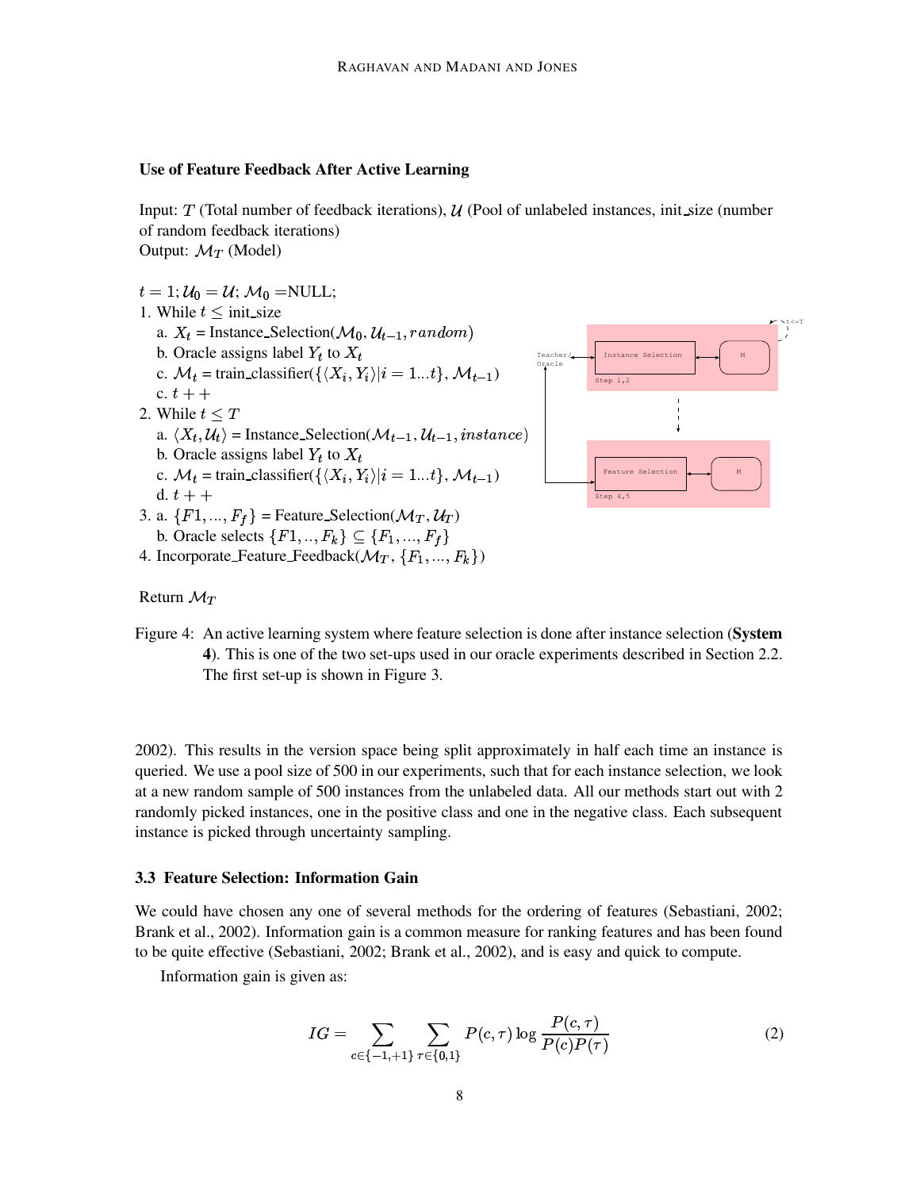**Use of Feature Feedback After Active Learning**

Input: $T$ (Total number of feedback iterations), $\mathcal{U}$ (Pool of unlabeled instances, init_size (number of random feedback iterations)
Output: $\mathcal{M}_T$ (Model)

$t = 1; \mathcal{U}_0 = \mathcal{U}; \mathcal{M}_0 =$NULL;
1. While $t \leq$ init_size
   a. $X_t$ = Instance_Selection($\mathcal{M}_0, \mathcal{U}_{t-1}, random$)
   b. Oracle assigns label $Y_t$ to $X_t$
   c. $\mathcal{M}_t$ = train_classifier($\{\langle X_i, Y_i \rangle | i = 1...t\}, \mathcal{M}_{t-1}$)
   c. $t++$
2. While $t \leq T$
   a. $\langle X_t, \mathcal{U}_t \rangle$ = Instance_Selection($\mathcal{M}_{t-1}, \mathcal{U}_{t-1}, instance$)
   b. Oracle assigns label $Y_t$ to $X_t$
   c. $\mathcal{M}_t$ = train_classifier($\{\langle X_i, Y_i \rangle | i = 1...t\}, \mathcal{M}_{t-1}$)
   d. $t++$
3. a. $\{F1, ..., F_f\}$ = Feature_Selection($\mathcal{M}_T, \mathcal{U}_T$)
   b. Oracle selects $\{F1, .., F_k\} \subseteq \{F_1, ..., F_f\}$
4. Incorporate_Feature_Feedback($\mathcal{M}_T$, $\{F_1, ..., F_k\}$)

Return $\mathcal{M}_T$

Figure 4: An active learning system where feature selection is done after instance selection (**System 4**). This is one of the two set-ups used in our oracle experiments described in Section 2.2. The first set-up is shown in Figure 3.

2002). This results in the version space being split approximately in half each time an instance is queried. We use a pool size of 500 in our experiments, such that for each instance selection, we look at a new random sample of 500 instances from the unlabeled data. All our methods start out with 2 randomly picked instances, one in the positive class and one in the negative class. Each subsequent instance is picked through uncertainty sampling.

### 3.3 Feature Selection: Information Gain

We could have chosen any one of several methods for the ordering of features (Sebastiani, 2002; Brank et al., 2002). Information gain is a common measure for ranking features and has been found to be quite effective (Sebastiani, 2002; Brank et al., 2002), and is easy and quick to compute.

Information gain is given as:

$$IG = \sum_{c \in \{-1,+1\}} \sum_{\tau \in \{0,1\}} P(c, \tau) \log \frac{P(c, \tau)}{P(c)P(\tau)} \tag{2}$$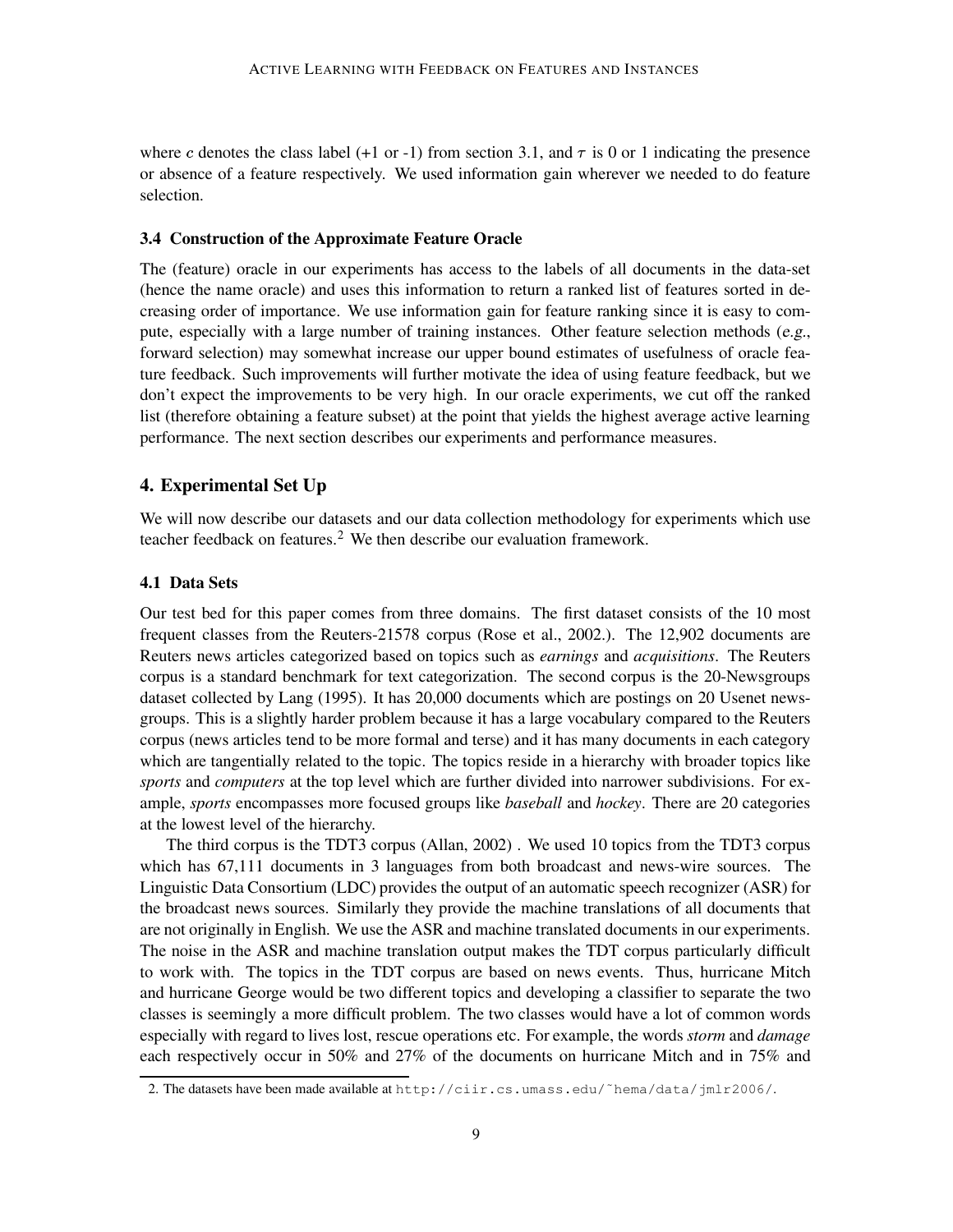where $c$ denotes the class label (+1 or -1) from section 3.1, and $\tau$ is 0 or 1 indicating the presence or absence of a feature respectively. We used information gain wherever we needed to do feature selection.

### 3.4 Construction of the Approximate Feature Oracle

The (feature) oracle in our experiments has access to the labels of all documents in the data-set (hence the name oracle) and uses this information to return a ranked list of features sorted in decreasing order of importance. We use information gain for feature ranking since it is easy to compute, especially with a large number of training instances. Other feature selection methods (*e.g.*, forward selection) may somewhat increase our upper bound estimates of usefulness of oracle feature feedback. Such improvements will further motivate the idea of using feature feedback, but we don't expect the improvements to be very high. In our oracle experiments, we cut off the ranked list (therefore obtaining a feature subset) at the point that yields the highest average active learning performance. The next section describes our experiments and performance measures.

## 4. Experimental Set Up

We will now describe our datasets and our data collection methodology for experiments which use teacher feedback on features.[2] We then describe our evaluation framework.

### 4.1 Data Sets

Our test bed for this paper comes from three domains. The first dataset consists of the 10 most frequent classes from the Reuters-21578 corpus (Rose et al., 2002.). The 12,902 documents are Reuters news articles categorized based on topics such as *earnings* and *acquisitions*. The Reuters corpus is a standard benchmark for text categorization. The second corpus is the 20-Newsgroups dataset collected by Lang (1995). It has 20,000 documents which are postings on 20 Usenet newsgroups. This is a slightly harder problem because it has a large vocabulary compared to the Reuters corpus (news articles tend to be more formal and terse) and it has many documents in each category which are tangentially related to the topic. The topics reside in a hierarchy with broader topics like *sports* and *computers* at the top level which are further divided into narrower subdivisions. For example, *sports* encompasses more focused groups like *baseball* and *hockey*. There are 20 categories at the lowest level of the hierarchy.

The third corpus is the TDT3 corpus (Allan, 2002) . We used 10 topics from the TDT3 corpus which has 67,111 documents in 3 languages from both broadcast and news-wire sources. The Linguistic Data Consortium (LDC) provides the output of an automatic speech recognizer (ASR) for the broadcast news sources. Similarly they provide the machine translations of all documents that are not originally in English. We use the ASR and machine translated documents in our experiments. The noise in the ASR and machine translation output makes the TDT corpus particularly difficult to work with. The topics in the TDT corpus are based on news events. Thus, hurricane Mitch and hurricane George would be two different topics and developing a classifier to separate the two classes is seemingly a more difficult problem. The two classes would have a lot of common words especially with regard to lives lost, rescue operations etc. For example, the words *storm* and *damage* each respectively occur in 50% and 27% of the documents on hurricane Mitch and in 75% and

2. The datasets have been made available at http://ciir.cs.umass.edu/~hema/data/jmlr2006/.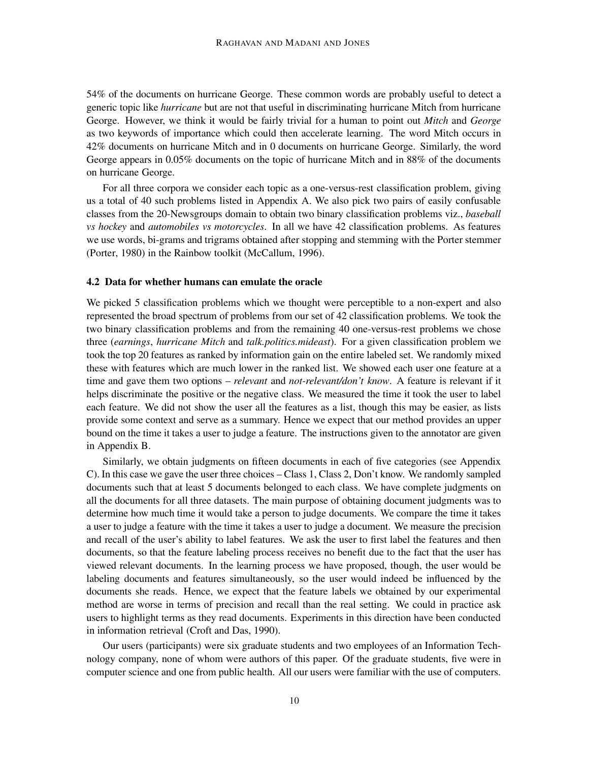54% of the documents on hurricane George. These common words are probably useful to detect a generic topic like *hurricane* but are not that useful in discriminating hurricane Mitch from hurricane George. However, we think it would be fairly trivial for a human to point out *Mitch* and *George* as two keywords of importance which could then accelerate learning. The word Mitch occurs in 42% documents on hurricane Mitch and in 0 documents on hurricane George. Similarly, the word George appears in 0.05% documents on the topic of hurricane Mitch and in 88% of the documents on hurricane George.

For all three corpora we consider each topic as a one-versus-rest classification problem, giving us a total of 40 such problems listed in Appendix A. We also pick two pairs of easily confusable classes from the 20-Newsgroups domain to obtain two binary classification problems viz., *baseball vs hockey* and *automobiles vs motorcycles*. In all we have 42 classification problems. As features we use words, bi-grams and trigrams obtained after stopping and stemming with the Porter stemmer (Porter, 1980) in the Rainbow toolkit (McCallum, 1996).

### 4.2 Data for whether humans can emulate the oracle

We picked 5 classification problems which we thought were perceptible to a non-expert and also represented the broad spectrum of problems from our set of 42 classification problems. We took the two binary classification problems and from the remaining 40 one-versus-rest problems we chose three (*earnings*, *hurricane Mitch* and *talk.politics.mideast*). For a given classification problem we took the top 20 features as ranked by information gain on the entire labeled set. We randomly mixed these with features which are much lower in the ranked list. We showed each user one feature at a time and gave them two options – *relevant* and *not-relevant/don't know*. A feature is relevant if it helps discriminate the positive or the negative class. We measured the time it took the user to label each feature. We did not show the user all the features as a list, though this may be easier, as lists provide some context and serve as a summary. Hence we expect that our method provides an upper bound on the time it takes a user to judge a feature. The instructions given to the annotator are given in Appendix B.

Similarly, we obtain judgments on fifteen documents in each of five categories (see Appendix C). In this case we gave the user three choices – Class 1, Class 2, Don't know. We randomly sampled documents such that at least 5 documents belonged to each class. We have complete judgments on all the documents for all three datasets. The main purpose of obtaining document judgments was to determine how much time it would take a person to judge documents. We compare the time it takes a user to judge a feature with the time it takes a user to judge a document. We measure the precision and recall of the user's ability to label features. We ask the user to first label the features and then documents, so that the feature labeling process receives no benefit due to the fact that the user has viewed relevant documents. In the learning process we have proposed, though, the user would be labeling documents and features simultaneously, so the user would indeed be influenced by the documents she reads. Hence, we expect that the feature labels we obtained by our experimental method are worse in terms of precision and recall than the real setting. We could in practice ask users to highlight terms as they read documents. Experiments in this direction have been conducted in information retrieval (Croft and Das, 1990).

Our users (participants) were six graduate students and two employees of an Information Technology company, none of whom were authors of this paper. Of the graduate students, five were in computer science and one from public health. All our users were familiar with the use of computers.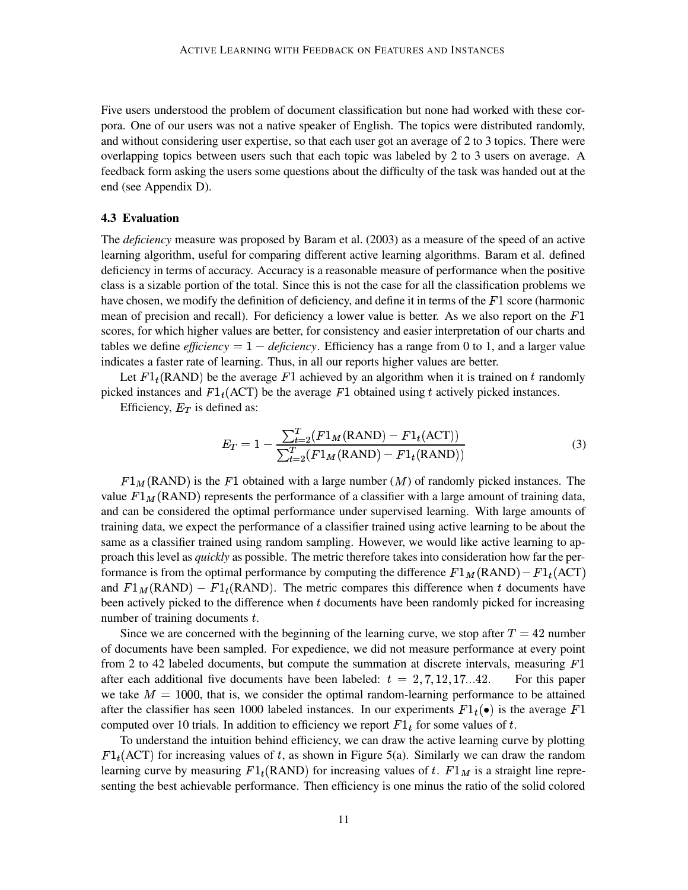Five users understood the problem of document classification but none had worked with these corpora. One of our users was not a native speaker of English. The topics were distributed randomly, and without considering user expertise, so that each user got an average of 2 to 3 topics. There were overlapping topics between users such that each topic was labeled by 2 to 3 users on average. A feedback form asking the users some questions about the difficulty of the task was handed out at the end (see Appendix D).

### 4.3 Evaluation

The *deficiency* measure was proposed by Baram et al. (2003) as a measure of the speed of an active learning algorithm, useful for comparing different active learning algorithms. Baram et al. defined deficiency in terms of accuracy. Accuracy is a reasonable measure of performance when the positive class is a sizable portion of the total. Since this is not the case for all the classification problems we have chosen, we modify the definition of deficiency, and define it in terms of the $F1$ score (harmonic mean of precision and recall). For deficiency a lower value is better. As we also report on the $F1$ scores, for which higher values are better, for consistency and easier interpretation of our charts and tables we define *efficiency* $= 1 -$ *deficiency*. Efficiency has a range from 0 to 1, and a larger value indicates a faster rate of learning. Thus, in all our reports higher values are better.

Let $F1_t(\text{RAND})$ be the average $F1$ achieved by an algorithm when it is trained on $t$ randomly picked instances and $F1_t(\text{ACT})$ be the average $F1$ obtained using $t$ actively picked instances.

Efficiency, $E_T$ is defined as:

$$E_T = 1 - \frac{\sum_{t=2}^{T}(F1_M(\text{RAND}) - F1_t(\text{ACT}))}{\sum_{t=2}^{T}(F1_M(\text{RAND}) - F1_t(\text{RAND}))} \tag{3}$$

$F1_M(\text{RAND})$ is the $F1$ obtained with a large number ($M$) of randomly picked instances. The value $F1_M(\text{RAND})$ represents the performance of a classifier with a large amount of training data, and can be considered the optimal performance under supervised learning. With large amounts of training data, we expect the performance of a classifier trained using active learning to be about the same as a classifier trained using random sampling. However, we would like active learning to approach this level as *quickly* as possible. The metric therefore takes into consideration how far the performance is from the optimal performance by computing the difference $F1_M(\text{RAND}) - F1_t(\text{ACT})$ and $F1_M(\text{RAND}) - F1_t(\text{RAND})$. The metric compares this difference when $t$ documents have been actively picked to the difference when $t$ documents have been randomly picked for increasing number of training documents $t$.

Since we are concerned with the beginning of the learning curve, we stop after $T = 42$ number of documents have been sampled. For expedience, we did not measure performance at every point from 2 to 42 labeled documents, but compute the summation at discrete intervals, measuring $F1$ after each additional five documents have been labeled: $t = 2, 7, 12, 17...42$. For this paper we take $M = 1000$, that is, we consider the optimal random-learning performance to be attained after the classifier has seen 1000 labeled instances. In our experiments $F1_t(\bullet)$ is the average $F1$ computed over 10 trials. In addition to efficiency we report $F1_t$ for some values of $t$.

To understand the intuition behind efficiency, we can draw the active learning curve by plotting $F1_t(\text{ACT})$ for increasing values of $t$, as shown in Figure 5(a). Similarly we can draw the random learning curve by measuring $F1_t(\text{RAND})$ for increasing values of $t$. $F1_M$ is a straight line representing the best achievable performance. Then efficiency is one minus the ratio of the solid colored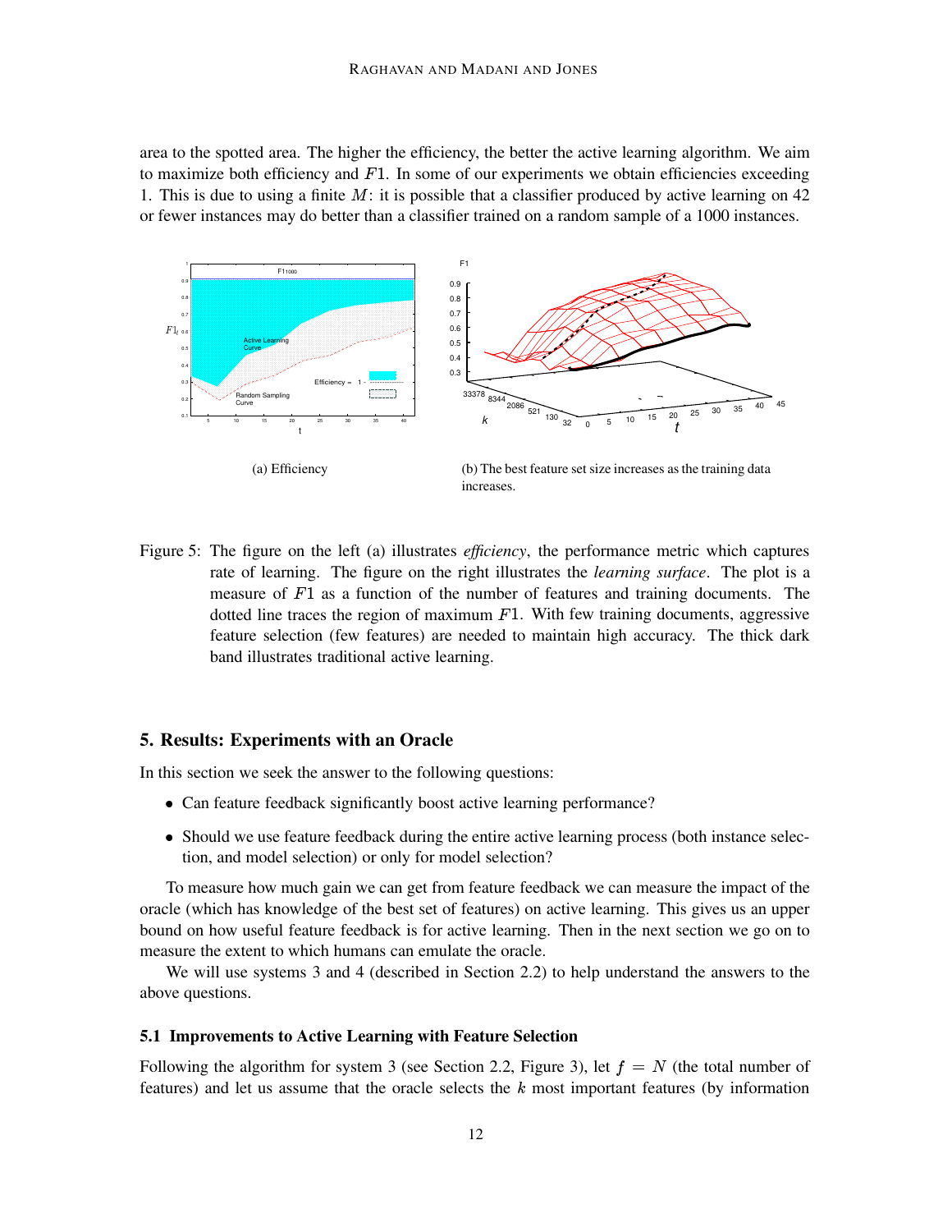area to the spotted area. The higher the efficiency, the better the active learning algorithm. We aim to maximize both efficiency and $F1$. In some of our experiments we obtain efficiencies exceeding 1. This is due to using a finite $M$: it is possible that a classifier produced by active learning on 42 or fewer instances may do better than a classifier trained on a random sample of a 1000 instances.

(a) Efficiency

(b) The best feature set size increases as the training data increases.

Figure 5: The figure on the left (a) illustrates *efficiency*, the performance metric which captures rate of learning. The figure on the right illustrates the *learning surface*. The plot is a measure of $F1$ as a function of the number of features and training documents. The dotted line traces the region of maximum $F1$. With few training documents, aggressive feature selection (few features) are needed to maintain high accuracy. The thick dark band illustrates traditional active learning.

## 5. Results: Experiments with an Oracle

In this section we seek the answer to the following questions:

- Can feature feedback significantly boost active learning performance?
- Should we use feature feedback during the entire active learning process (both instance selection, and model selection) or only for model selection?

To measure how much gain we can get from feature feedback we can measure the impact of the oracle (which has knowledge of the best set of features) on active learning. This gives us an upper bound on how useful feature feedback is for active learning. Then in the next section we go on to measure the extent to which humans can emulate the oracle.

We will use systems 3 and 4 (described in Section 2.2) to help understand the answers to the above questions.

### 5.1 Improvements to Active Learning with Feature Selection

Following the algorithm for system 3 (see Section 2.2, Figure 3), let $f = N$ (the total number of features) and let us assume that the oracle selects the $k$ most important features (by information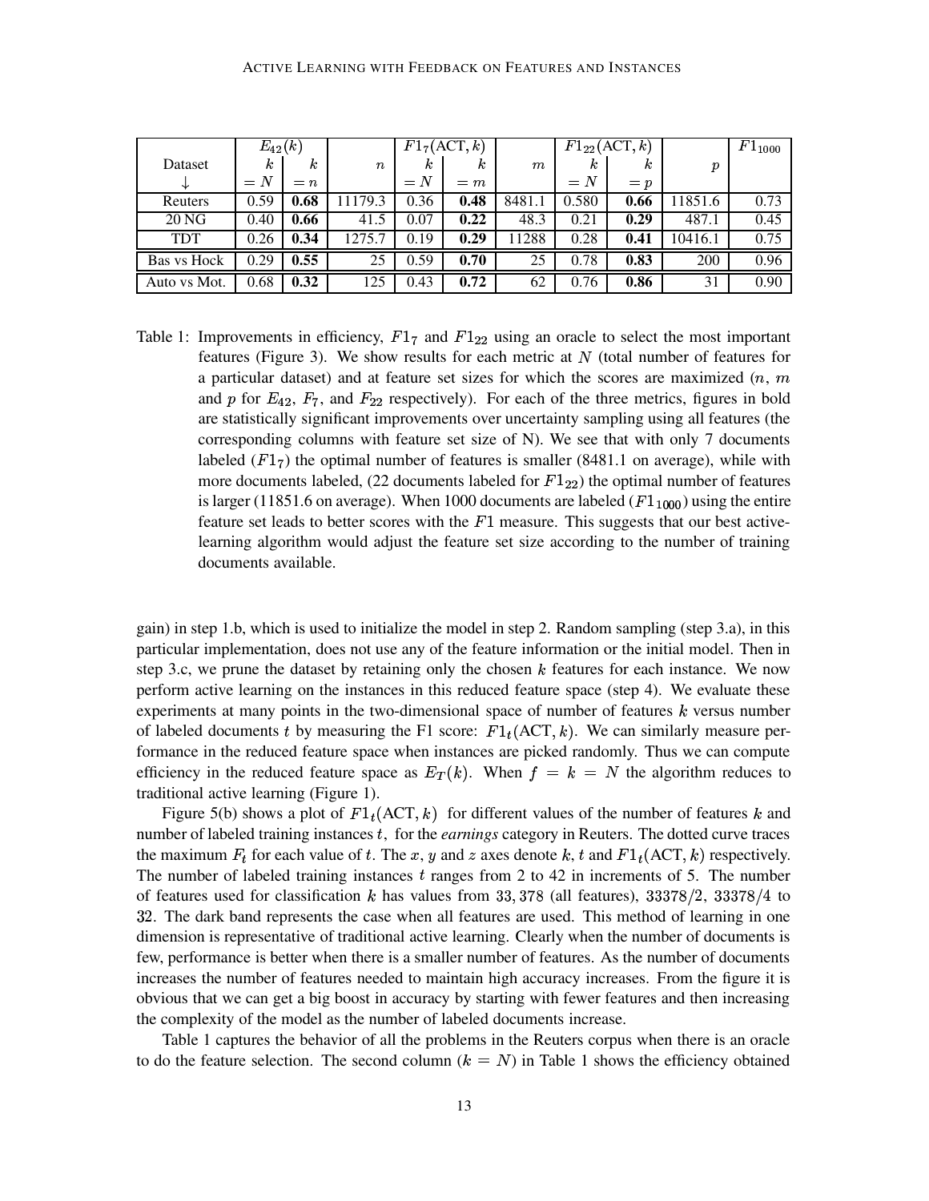| Dataset ↓ | $E_{42}(k)$ $k = N$ | $E_{42}(k)$ $k = n$ | $n$ | $F1_7(\text{ACT}, k)$ $k = N$ | $F1_7(\text{ACT}, k)$ $k = m$ | $m$ | $F1_{22}(\text{ACT}, k)$ $k = N$ | $F1_{22}(\text{ACT}, k)$ $k = p$ | $p$ | $F1_{1000}$ |
|---|---|---|---|---|---|---|---|---|---|---|
| Reuters | 0.59 | **0.68** | 11179.3 | 0.36 | **0.48** | 8481.1 | 0.580 | **0.66** | 11851.6 | 0.73 |
| 20 NG | 0.40 | **0.66** | 41.5 | 0.07 | **0.22** | 48.3 | 0.21 | **0.29** | 487.1 | 0.45 |
| TDT | 0.26 | **0.34** | 1275.7 | 0.19 | **0.29** | 11288 | 0.28 | **0.41** | 10416.1 | 0.75 |
| Bas vs Hock | 0.29 | **0.55** | 25 | 0.59 | **0.70** | 25 | 0.78 | **0.83** | 200 | 0.96 |
| Auto vs Mot. | 0.68 | **0.32** | 125 | 0.43 | **0.72** | 62 | 0.76 | **0.86** | 31 | 0.90 |

Table 1: Improvements in efficiency, $F1_7$ and $F1_{22}$ using an oracle to select the most important features (Figure 3). We show results for each metric at $N$ (total number of features for a particular dataset) and at feature set sizes for which the scores are maximized ($n$, $m$ and $p$ for $E_{42}$, $F_7$, and $F_{22}$ respectively). For each of the three metrics, figures in bold are statistically significant improvements over uncertainty sampling using all features (the corresponding columns with feature set size of N). We see that with only 7 documents labeled ($F1_7$) the optimal number of features is smaller (8481.1 on average), while with more documents labeled, (22 documents labeled for $F1_{22}$) the optimal number of features is larger (11851.6 on average). When 1000 documents are labeled ($F1_{1000}$) using the entire feature set leads to better scores with the $F1$ measure. This suggests that our best active-learning algorithm would adjust the feature set size according to the number of training documents available.

gain) in step 1.b, which is used to initialize the model in step 2. Random sampling (step 3.a), in this particular implementation, does not use any of the feature information or the initial model. Then in step 3.c, we prune the dataset by retaining only the chosen $k$ features for each instance. We now perform active learning on the instances in this reduced feature space (step 4). We evaluate these experiments at many points in the two-dimensional space of number of features $k$ versus number of labeled documents $t$ by measuring the F1 score: $F1_t(\text{ACT}, k)$. We can similarly measure performance in the reduced feature space when instances are picked randomly. Thus we can compute efficiency in the reduced feature space as $E_T(k)$. When $f = k = N$ the algorithm reduces to traditional active learning (Figure 1).

Figure 5(b) shows a plot of $F1_t(\text{ACT}, k)$ for different values of the number of features $k$ and number of labeled training instances $t$, for the *earnings* category in Reuters. The dotted curve traces the maximum $F_t$ for each value of $t$. The $x$, $y$ and $z$ axes denote $k$, $t$ and $F1_t(\text{ACT}, k)$ respectively. The number of labeled training instances $t$ ranges from 2 to 42 in increments of 5. The number of features used for classification $k$ has values from $33,378$ (all features), $33378/2$, $33378/4$ to $32$. The dark band represents the case when all features are used. This method of learning in one dimension is representative of traditional active learning. Clearly when the number of documents is few, performance is better when there is a smaller number of features. As the number of documents increases the number of features needed to maintain high accuracy increases. From the figure it is obvious that we can get a big boost in accuracy by starting with fewer features and then increasing the complexity of the model as the number of labeled documents increase.

Table 1 captures the behavior of all the problems in the Reuters corpus when there is an oracle to do the feature selection. The second column ($k = N$) in Table 1 shows the efficiency obtained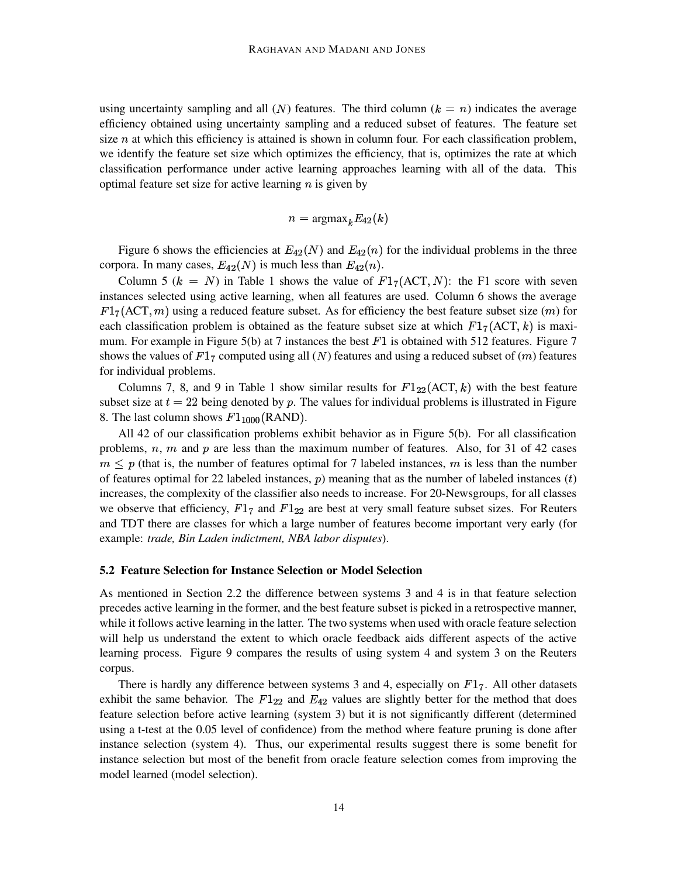using uncertainty sampling and all ($N$) features. The third column ($k = n$) indicates the average efficiency obtained using uncertainty sampling and a reduced subset of features. The feature set size $n$ at which this efficiency is attained is shown in column four. For each classification problem, we identify the feature set size which optimizes the efficiency, that is, optimizes the rate at which classification performance under active learning approaches learning with all of the data. This optimal feature set size for active learning $n$ is given by

$$n = \text{argmax}_k E_{42}(k)$$

Figure 6 shows the efficiencies at $E_{42}(N)$ and $E_{42}(n)$ for the individual problems in the three corpora. In many cases, $E_{42}(N)$ is much less than $E_{42}(n)$.

Column 5 ($k = N$) in Table 1 shows the value of $F1_7(\text{ACT}, N)$: the F1 score with seven instances selected using active learning, when all features are used. Column 6 shows the average $F1_7(\text{ACT}, m)$ using a reduced feature subset. As for efficiency the best feature subset size ($m$) for each classification problem is obtained as the feature subset size at which $F1_7(\text{ACT}, k)$ is maximum. For example in Figure 5(b) at 7 instances the best $F1$ is obtained with 512 features. Figure 7 shows the values of $F1_7$ computed using all ($N$) features and using a reduced subset of ($m$) features for individual problems.

Columns 7, 8, and 9 in Table 1 show similar results for $F1_{22}(\text{ACT}, k)$ with the best feature subset size at $t = 22$ being denoted by $p$. The values for individual problems is illustrated in Figure 8. The last column shows $F1_{1000}(\text{RAND})$.

All 42 of our classification problems exhibit behavior as in Figure 5(b). For all classification problems, $n$, $m$ and $p$ are less than the maximum number of features. Also, for 31 of 42 cases $m \leq p$ (that is, the number of features optimal for 7 labeled instances, $m$ is less than the number of features optimal for 22 labeled instances, $p$) meaning that as the number of labeled instances ($t$) increases, the complexity of the classifier also needs to increase. For 20-Newsgroups, for all classes we observe that efficiency, $F1_7$ and $F1_{22}$ are best at very small feature subset sizes. For Reuters and TDT there are classes for which a large number of features become important very early (for example: *trade, Bin Laden indictment, NBA labor disputes*).

### 5.2 Feature Selection for Instance Selection or Model Selection

As mentioned in Section 2.2 the difference between systems 3 and 4 is in that feature selection precedes active learning in the former, and the best feature subset is picked in a retrospective manner, while it follows active learning in the latter. The two systems when used with oracle feature selection will help us understand the extent to which oracle feedback aids different aspects of the active learning process. Figure 9 compares the results of using system 4 and system 3 on the Reuters corpus.

There is hardly any difference between systems 3 and 4, especially on $F1_7$. All other datasets exhibit the same behavior. The $F1_{22}$ and $E_{42}$ values are slightly better for the method that does feature selection before active learning (system 3) but it is not significantly different (determined using a t-test at the 0.05 level of confidence) from the method where feature pruning is done after instance selection (system 4). Thus, our experimental results suggest there is some benefit for instance selection but most of the benefit from oracle feature selection comes from improving the model learned (model selection).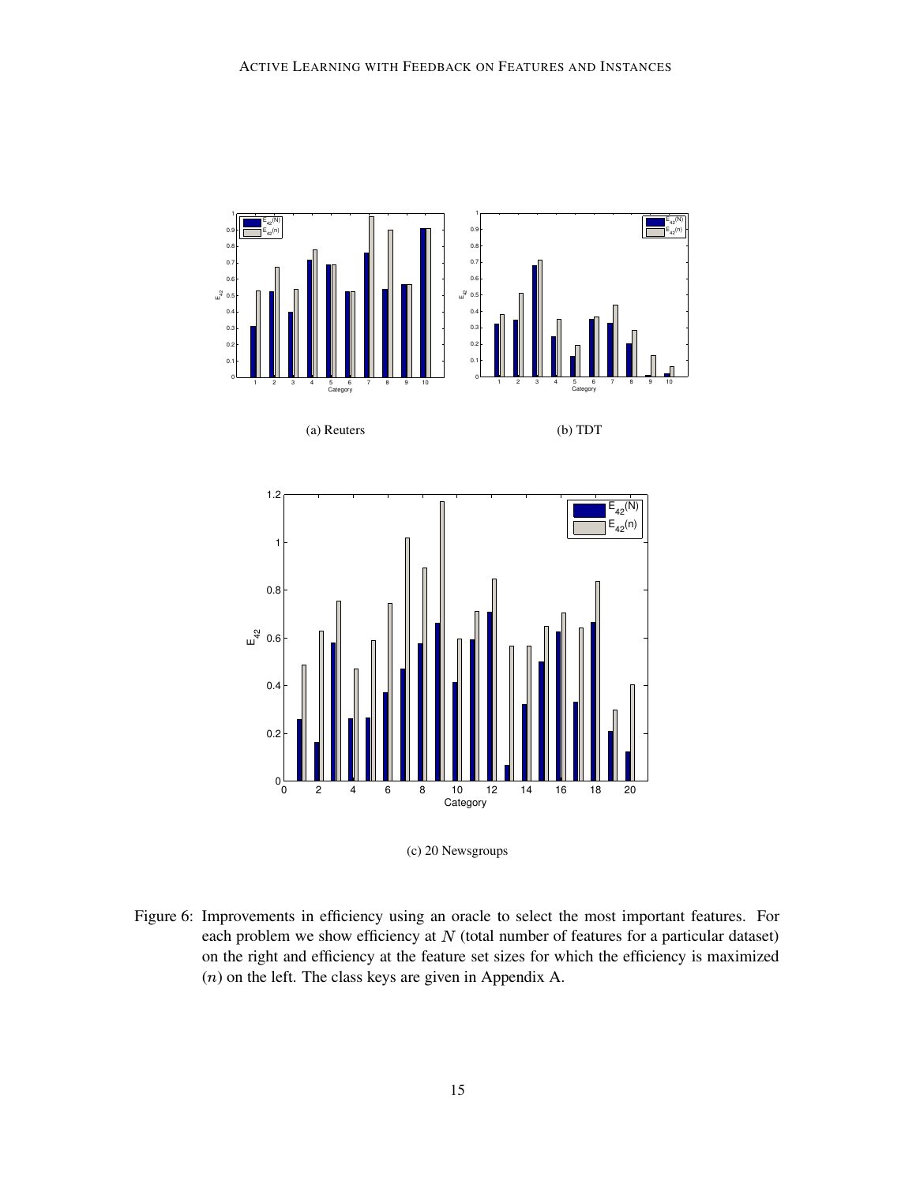(a) Reuters

(b) TDT

(c) 20 Newsgroups

Figure 6: Improvements in efficiency using an oracle to select the most important features. For each problem we show efficiency at $N$ (total number of features for a particular dataset) on the right and efficiency at the feature set sizes for which the efficiency is maximized ($n$) on the left. The class keys are given in Appendix A.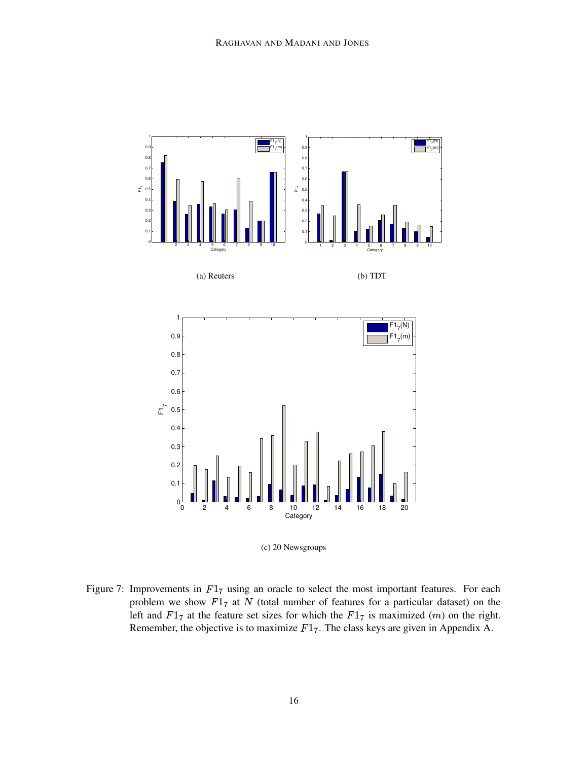(a) Reuters

(b) TDT

(c) 20 Newsgroups

Figure 7: Improvements in $F1_7$ using an oracle to select the most important features. For each problem we show $F1_7$ at $N$ (total number of features for a particular dataset) on the left and $F1_7$ at the feature set sizes for which the $F1_7$ is maximized ($m$) on the right. Remember, the objective is to maximize $F1_7$. The class keys are given in Appendix A.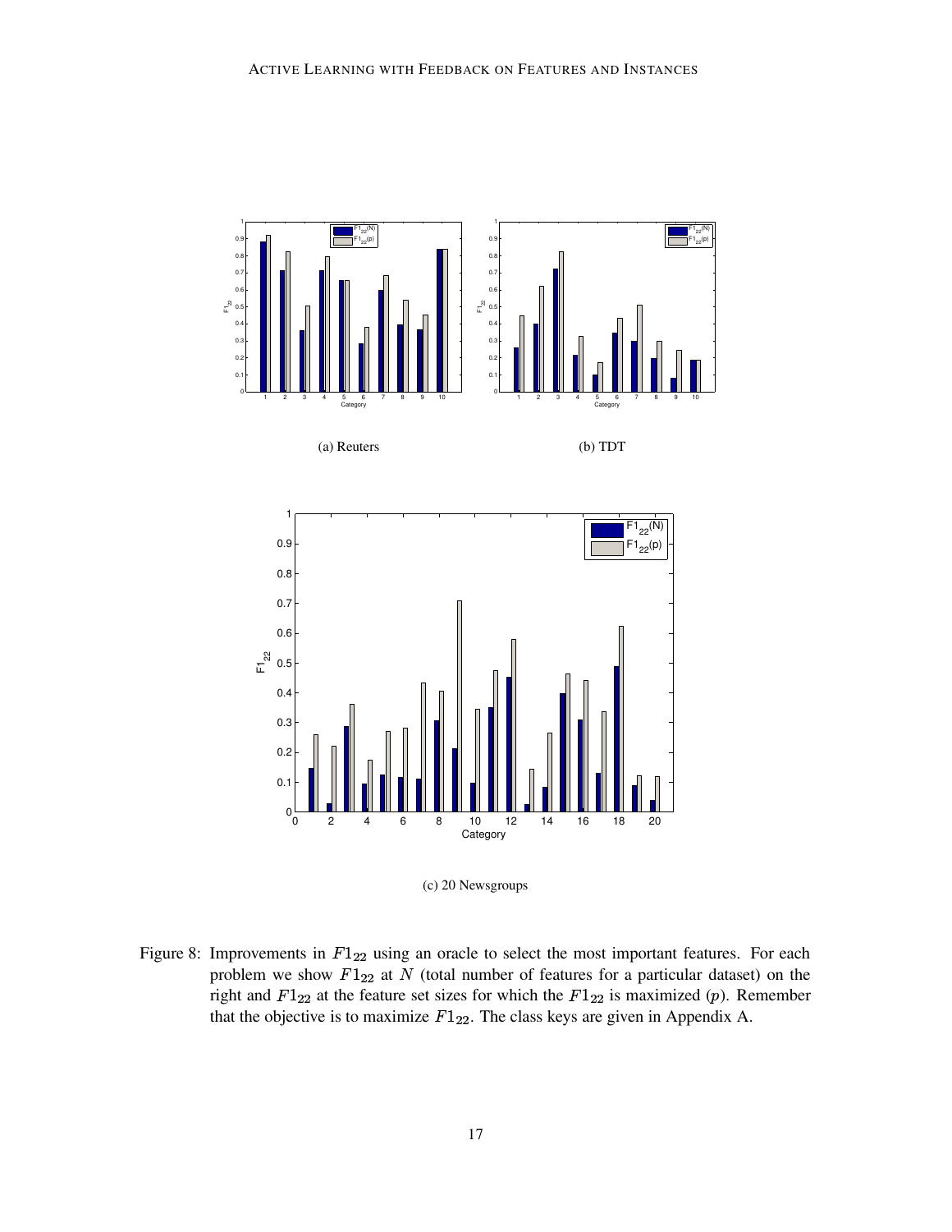(a) Reuters

(b) TDT

(c) 20 Newsgroups

Figure 8: Improvements in $F1_{22}$ using an oracle to select the most important features. For each problem we show $F1_{22}$ at $N$ (total number of features for a particular dataset) on the right and $F1_{22}$ at the feature set sizes for which the $F1_{22}$ is maximized ($p$). Remember that the objective is to maximize $F1_{22}$. The class keys are given in Appendix A.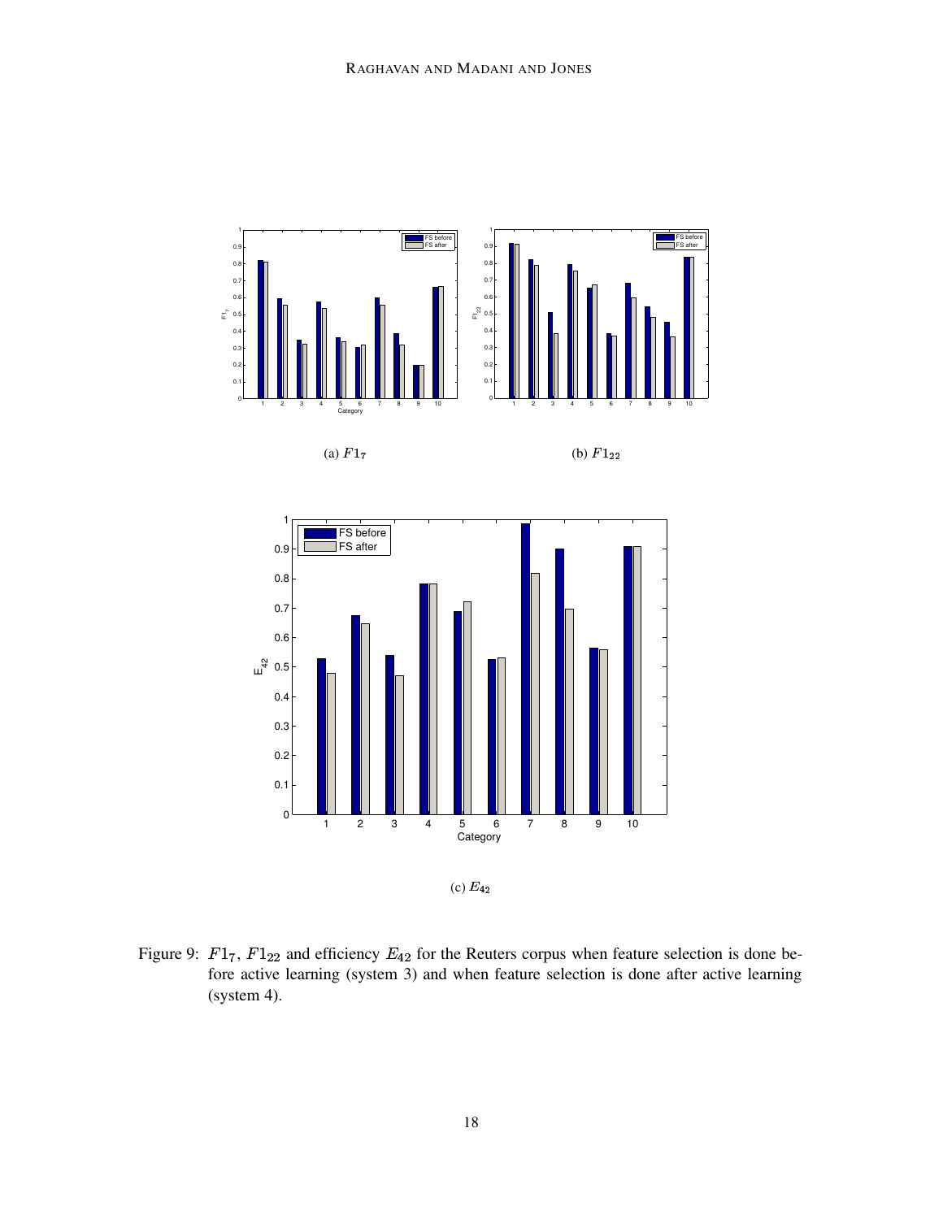(a) $F1_7$

(b) $F1_{22}$

(c) $E_{42}$

Figure 9: $F1_7$, $F1_{22}$ and efficiency $E_{42}$ for the Reuters corpus when feature selection is done before active learning (system 3) and when feature selection is done after active learning (system 4).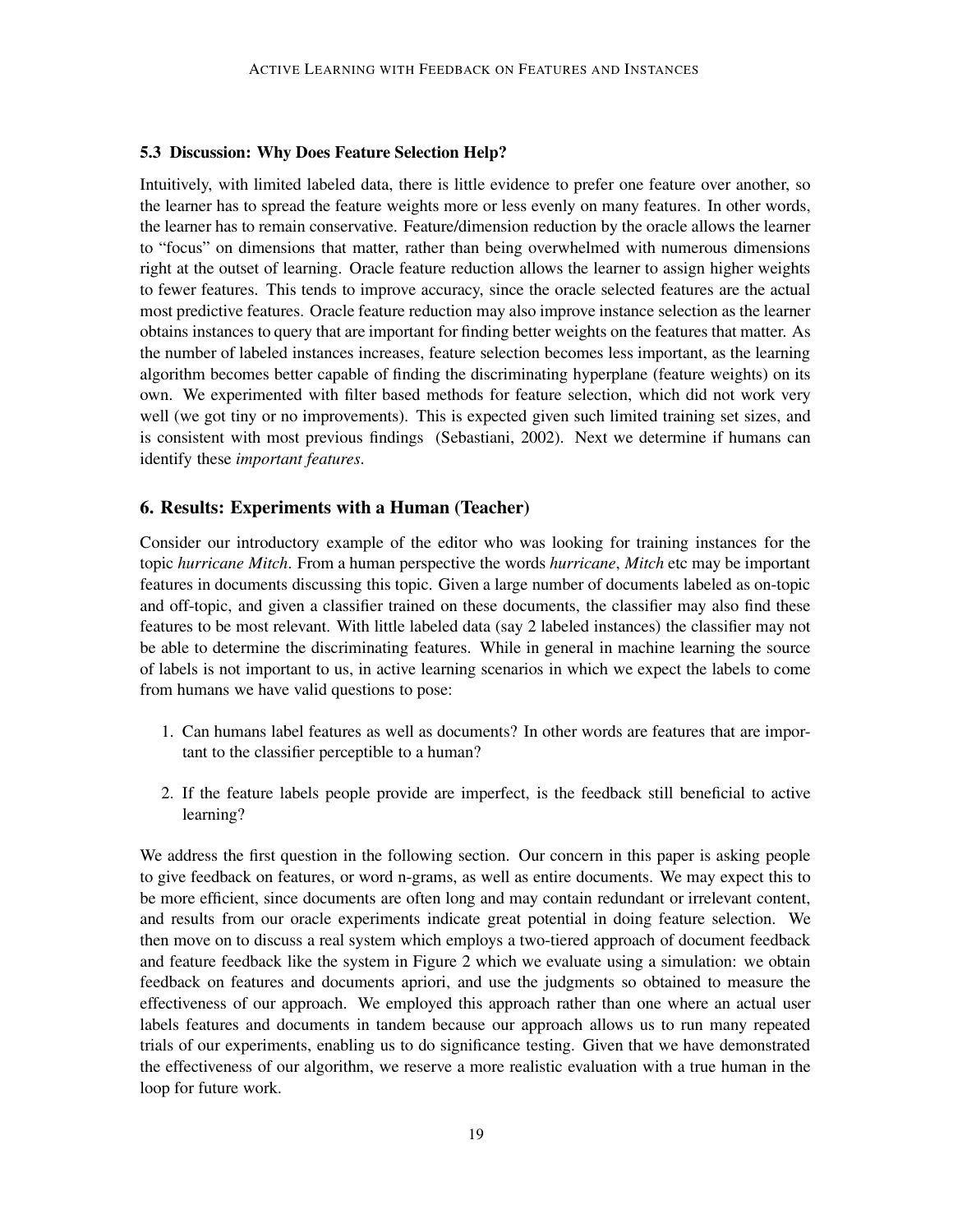### 5.3 Discussion: Why Does Feature Selection Help?

Intuitively, with limited labeled data, there is little evidence to prefer one feature over another, so the learner has to spread the feature weights more or less evenly on many features. In other words, the learner has to remain conservative. Feature/dimension reduction by the oracle allows the learner to "focus" on dimensions that matter, rather than being overwhelmed with numerous dimensions right at the outset of learning. Oracle feature reduction allows the learner to assign higher weights to fewer features. This tends to improve accuracy, since the oracle selected features are the actual most predictive features. Oracle feature reduction may also improve instance selection as the learner obtains instances to query that are important for finding better weights on the features that matter. As the number of labeled instances increases, feature selection becomes less important, as the learning algorithm becomes better capable of finding the discriminating hyperplane (feature weights) on its own. We experimented with filter based methods for feature selection, which did not work very well (we got tiny or no improvements). This is expected given such limited training set sizes, and is consistent with most previous findings (Sebastiani, 2002). Next we determine if humans can identify these *important features*.

## 6. Results: Experiments with a Human (Teacher)

Consider our introductory example of the editor who was looking for training instances for the topic *hurricane Mitch*. From a human perspective the words *hurricane*, *Mitch* etc may be important features in documents discussing this topic. Given a large number of documents labeled as on-topic and off-topic, and given a classifier trained on these documents, the classifier may also find these features to be most relevant. With little labeled data (say 2 labeled instances) the classifier may not be able to determine the discriminating features. While in general in machine learning the source of labels is not important to us, in active learning scenarios in which we expect the labels to come from humans we have valid questions to pose:

1. Can humans label features as well as documents? In other words are features that are important to the classifier perceptible to a human?
2. If the feature labels people provide are imperfect, is the feedback still beneficial to active learning?

We address the first question in the following section. Our concern in this paper is asking people to give feedback on features, or word n-grams, as well as entire documents. We may expect this to be more efficient, since documents are often long and may contain redundant or irrelevant content, and results from our oracle experiments indicate great potential in doing feature selection. We then move on to discuss a real system which employs a two-tiered approach of document feedback and feature feedback like the system in Figure 2 which we evaluate using a simulation: we obtain feedback on features and documents apriori, and use the judgments so obtained to measure the effectiveness of our approach. We employed this approach rather than one where an actual user labels features and documents in tandem because our approach allows us to run many repeated trials of our experiments, enabling us to do significance testing. Given that we have demonstrated the effectiveness of our algorithm, we reserve a more realistic evaluation with a true human in the loop for future work.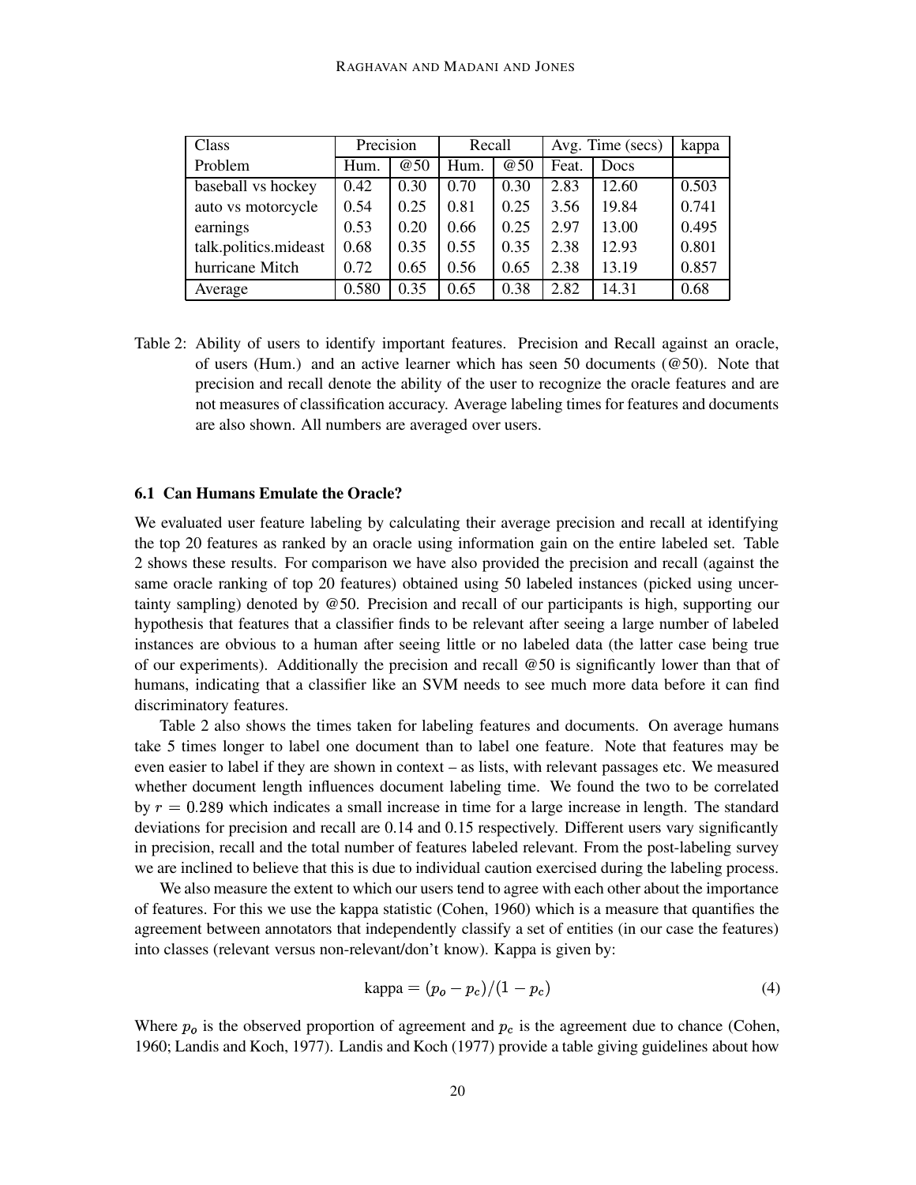| Class | Precision | | Recall | | Avg. Time (secs) | | kappa |
|---|---|---|---|---|---|---|---|
| Problem | Hum. | @50 | Hum. | @50 | Feat. | Docs | |
| baseball vs hockey | 0.42 | 0.30 | 0.70 | 0.30 | 2.83 | 12.60 | 0.503 |
| auto vs motorcycle | 0.54 | 0.25 | 0.81 | 0.25 | 3.56 | 19.84 | 0.741 |
| earnings | 0.53 | 0.20 | 0.66 | 0.25 | 2.97 | 13.00 | 0.495 |
| talk.politics.mideast | 0.68 | 0.35 | 0.55 | 0.35 | 2.38 | 12.93 | 0.801 |
| hurricane Mitch | 0.72 | 0.65 | 0.56 | 0.65 | 2.38 | 13.19 | 0.857 |
| Average | 0.580 | 0.35 | 0.65 | 0.38 | 2.82 | 14.31 | 0.68 |

Table 2: Ability of users to identify important features. Precision and Recall against an oracle, of users (Hum.) and an active learner which has seen 50 documents (@50). Note that precision and recall denote the ability of the user to recognize the oracle features and are not measures of classification accuracy. Average labeling times for features and documents are also shown. All numbers are averaged over users.

### 6.1 Can Humans Emulate the Oracle?

We evaluated user feature labeling by calculating their average precision and recall at identifying the top 20 features as ranked by an oracle using information gain on the entire labeled set. Table 2 shows these results. For comparison we have also provided the precision and recall (against the same oracle ranking of top 20 features) obtained using 50 labeled instances (picked using uncertainty sampling) denoted by @50. Precision and recall of our participants is high, supporting our hypothesis that features that a classifier finds to be relevant after seeing a large number of labeled instances are obvious to a human after seeing little or no labeled data (the latter case being true of our experiments). Additionally the precision and recall @50 is significantly lower than that of humans, indicating that a classifier like an SVM needs to see much more data before it can find discriminatory features.

Table 2 also shows the times taken for labeling features and documents. On average humans take 5 times longer to label one document than to label one feature. Note that features may be even easier to label if they are shown in context – as lists, with relevant passages etc. We measured whether document length influences document labeling time. We found the two to be correlated by $r = 0.289$ which indicates a small increase in time for a large increase in length. The standard deviations for precision and recall are 0.14 and 0.15 respectively. Different users vary significantly in precision, recall and the total number of features labeled relevant. From the post-labeling survey we are inclined to believe that this is due to individual caution exercised during the labeling process.

We also measure the extent to which our users tend to agree with each other about the importance of features. For this we use the kappa statistic (Cohen, 1960) which is a measure that quantifies the agreement between annotators that independently classify a set of entities (in our case the features) into classes (relevant versus non-relevant/don't know). Kappa is given by:

$$\text{kappa} = (p_o - p_c)/(1 - p_c) \tag{4}$$

Where $p_o$ is the observed proportion of agreement and $p_c$ is the agreement due to chance (Cohen, 1960; Landis and Koch, 1977). Landis and Koch (1977) provide a table giving guidelines about how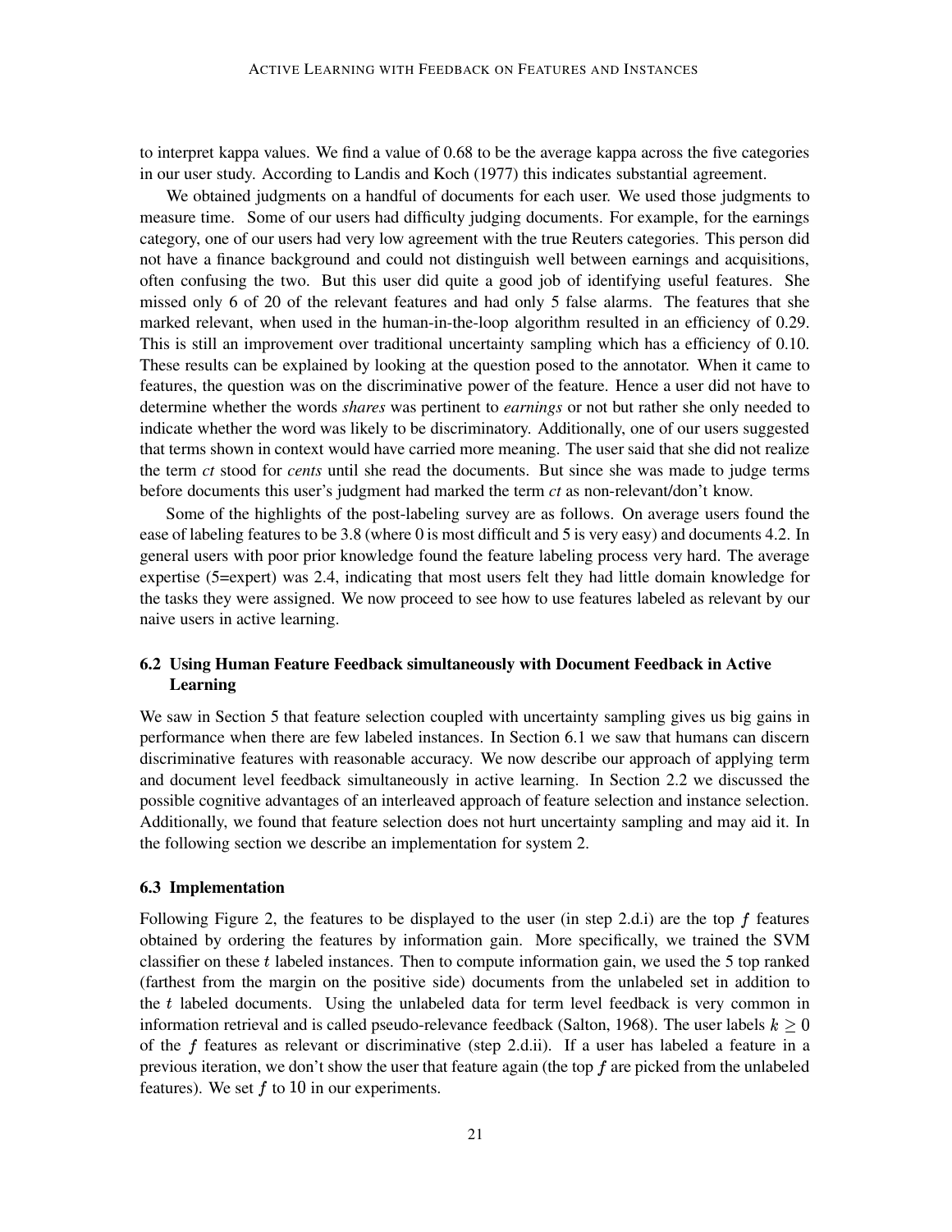to interpret kappa values. We find a value of 0.68 to be the average kappa across the five categories in our user study. According to Landis and Koch (1977) this indicates substantial agreement.

We obtained judgments on a handful of documents for each user. We used those judgments to measure time. Some of our users had difficulty judging documents. For example, for the earnings category, one of our users had very low agreement with the true Reuters categories. This person did not have a finance background and could not distinguish well between earnings and acquisitions, often confusing the two. But this user did quite a good job of identifying useful features. She missed only 6 of 20 of the relevant features and had only 5 false alarms. The features that she marked relevant, when used in the human-in-the-loop algorithm resulted in an efficiency of 0.29. This is still an improvement over traditional uncertainty sampling which has a efficiency of 0.10. These results can be explained by looking at the question posed to the annotator. When it came to features, the question was on the discriminative power of the feature. Hence a user did not have to determine whether the words *shares* was pertinent to *earnings* or not but rather she only needed to indicate whether the word was likely to be discriminatory. Additionally, one of our users suggested that terms shown in context would have carried more meaning. The user said that she did not realize the term *ct* stood for *cents* until she read the documents. But since she was made to judge terms before documents this user's judgment had marked the term *ct* as non-relevant/don't know.

Some of the highlights of the post-labeling survey are as follows. On average users found the ease of labeling features to be 3.8 (where 0 is most difficult and 5 is very easy) and documents 4.2. In general users with poor prior knowledge found the feature labeling process very hard. The average expertise (5=expert) was 2.4, indicating that most users felt they had little domain knowledge for the tasks they were assigned. We now proceed to see how to use features labeled as relevant by our naive users in active learning.

### 6.2 Using Human Feature Feedback simultaneously with Document Feedback in Active Learning

We saw in Section 5 that feature selection coupled with uncertainty sampling gives us big gains in performance when there are few labeled instances. In Section 6.1 we saw that humans can discern discriminative features with reasonable accuracy. We now describe our approach of applying term and document level feedback simultaneously in active learning. In Section 2.2 we discussed the possible cognitive advantages of an interleaved approach of feature selection and instance selection. Additionally, we found that feature selection does not hurt uncertainty sampling and may aid it. In the following section we describe an implementation for system 2.

### 6.3 Implementation

Following Figure 2, the features to be displayed to the user (in step 2.d.i) are the top $f$ features obtained by ordering the features by information gain. More specifically, we trained the SVM classifier on these $t$ labeled instances. Then to compute information gain, we used the 5 top ranked (farthest from the margin on the positive side) documents from the unlabeled set in addition to the $t$ labeled documents. Using the unlabeled data for term level feedback is very common in information retrieval and is called pseudo-relevance feedback (Salton, 1968). The user labels $k \geq 0$ of the $f$ features as relevant or discriminative (step 2.d.ii). If a user has labeled a feature in a previous iteration, we don't show the user that feature again (the top $f$ are picked from the unlabeled features). We set $f$ to 10 in our experiments.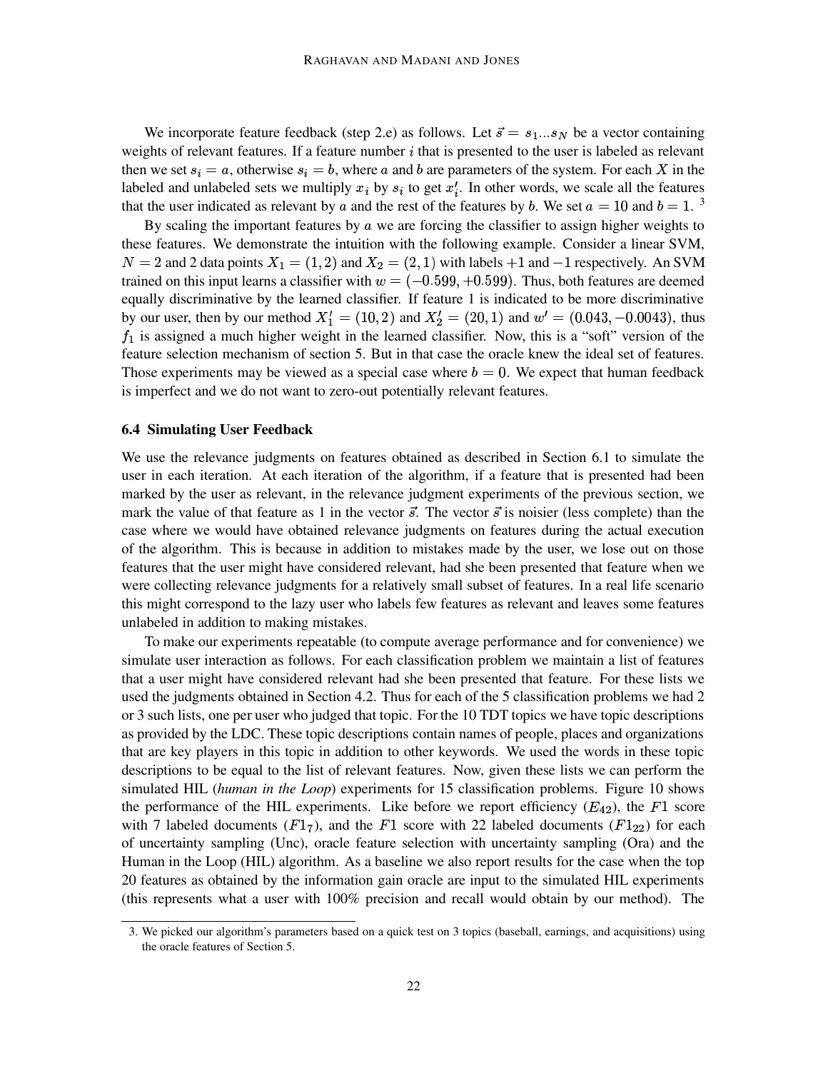We incorporate feature feedback (step 2.e) as follows. Let $\vec{s} = s_1...s_N$ be a vector containing weights of relevant features. If a feature number $i$ that is presented to the user is labeled as relevant then we set $s_i = a$, otherwise $s_i = b$, where $a$ and $b$ are parameters of the system. For each $X$ in the labeled and unlabeled sets we multiply $x_i$ by $s_i$ to get $x'_i$. In other words, we scale all the features that the user indicated as relevant by $a$ and the rest of the features by $b$. We set $a = 10$ and $b = 1$. [3]

By scaling the important features by $a$ we are forcing the classifier to assign higher weights to these features. We demonstrate the intuition with the following example. Consider a linear SVM, $N = 2$ and 2 data points $X_1 = (1, 2)$ and $X_2 = (2, 1)$ with labels $+1$ and $-1$ respectively. An SVM trained on this input learns a classifier with $w = (-0.599, +0.599)$. Thus, both features are deemed equally discriminative by the learned classifier. If feature 1 is indicated to be more discriminative by our user, then by our method $X'_1 = (10, 2)$ and $X'_2 = (20, 1)$ and $w' = (0.043, -0.0043)$, thus $f_1$ is assigned a much higher weight in the learned classifier. Now, this is a "soft" version of the feature selection mechanism of section 5. But in that case the oracle knew the ideal set of features. Those experiments may be viewed as a special case where $b = 0$. We expect that human feedback is imperfect and we do not want to zero-out potentially relevant features.

### 6.4 Simulating User Feedback

We use the relevance judgments on features obtained as described in Section 6.1 to simulate the user in each iteration. At each iteration of the algorithm, if a feature that is presented had been marked by the user as relevant, in the relevance judgment experiments of the previous section, we mark the value of that feature as 1 in the vector $\vec{s}$. The vector $\vec{s}$ is noisier (less complete) than the case where we would have obtained relevance judgments on features during the actual execution of the algorithm. This is because in addition to mistakes made by the user, we lose out on those features that the user might have considered relevant, had she been presented that feature when we were collecting relevance judgments for a relatively small subset of features. In a real life scenario this might correspond to the lazy user who labels few features as relevant and leaves some features unlabeled in addition to making mistakes.

To make our experiments repeatable (to compute average performance and for convenience) we simulate user interaction as follows. For each classification problem we maintain a list of features that a user might have considered relevant had she been presented that feature. For these lists we used the judgments obtained in Section 4.2. Thus for each of the 5 classification problems we had 2 or 3 such lists, one per user who judged that topic. For the 10 TDT topics we have topic descriptions as provided by the LDC. These topic descriptions contain names of people, places and organizations that are key players in this topic in addition to other keywords. We used the words in these topic descriptions to be equal to the list of relevant features. Now, given these lists we can perform the simulated HIL (*human in the Loop*) experiments for 15 classification problems. Figure 10 shows the performance of the HIL experiments. Like before we report efficiency ($E_{42}$), the $F1$ score with 7 labeled documents ($F1_7$), and the $F1$ score with 22 labeled documents ($F1_{22}$) for each of uncertainty sampling (Unc), oracle feature selection with uncertainty sampling (Ora) and the Human in the Loop (HIL) algorithm. As a baseline we also report results for the case when the top 20 features as obtained by the information gain oracle are input to the simulated HIL experiments (this represents what a user with 100% precision and recall would obtain by our method). The

3. We picked our algorithm's parameters based on a quick test on 3 topics (baseball, earnings, and acquisitions) using the oracle features of Section 5.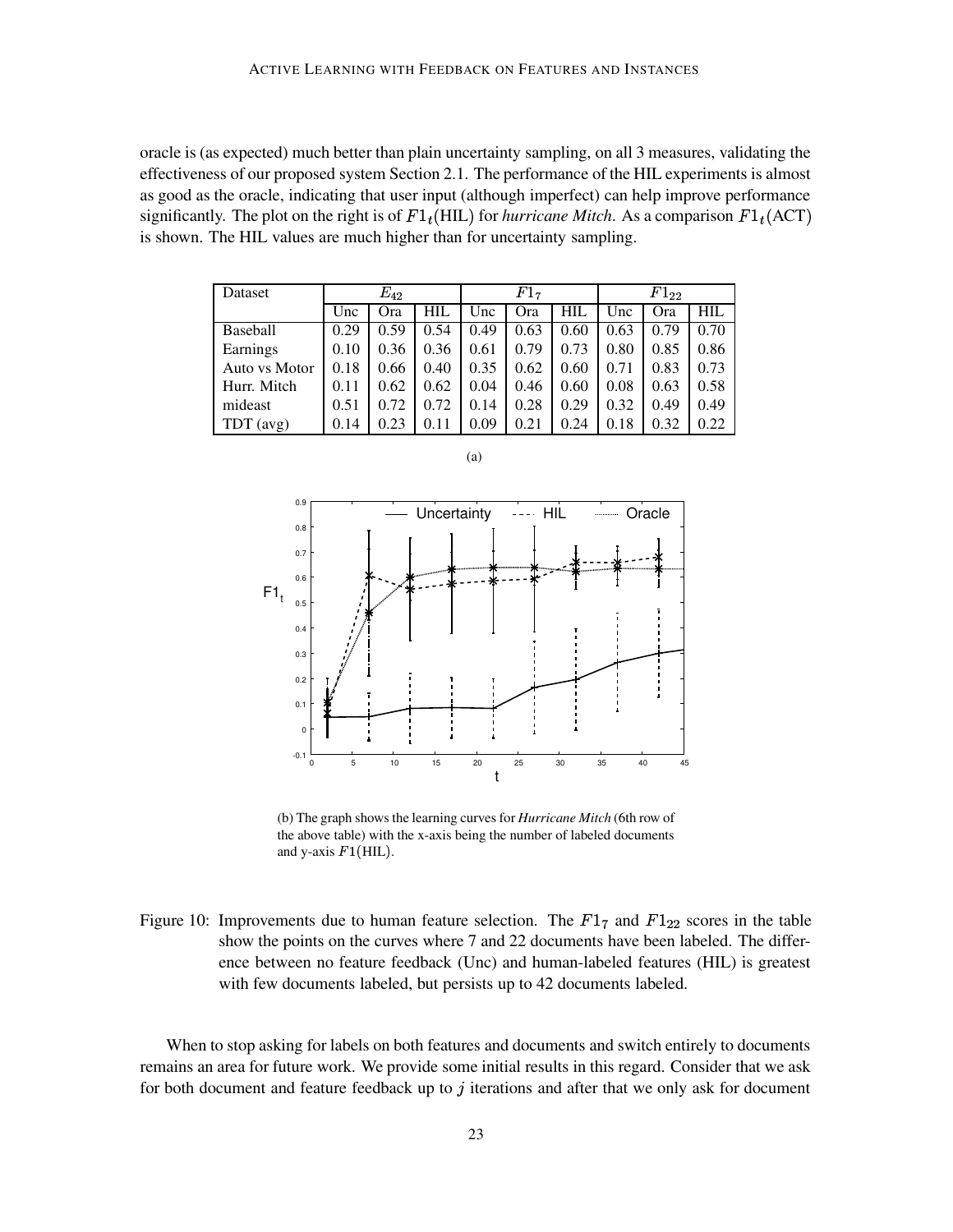oracle is (as expected) much better than plain uncertainty sampling, on all 3 measures, validating the effectiveness of our proposed system Section 2.1. The performance of the HIL experiments is almost as good as the oracle, indicating that user input (although imperfect) can help improve performance significantly. The plot on the right is of $F1_t(\text{HIL})$ for *hurricane Mitch*. As a comparison $F1_t(\text{ACT})$ is shown. The HIL values are much higher than for uncertainty sampling.

| Dataset | $E_{42}$ | | | $F1_7$ | | | $F1_{22}$ | | |
|---|---|---|---|---|---|---|---|---|---|
| | Unc | Ora | HIL | Unc | Ora | HIL | Unc | Ora | HIL |
| Baseball | 0.29 | 0.59 | 0.54 | 0.49 | 0.63 | 0.60 | 0.63 | 0.79 | 0.70 |
| Earnings | 0.10 | 0.36 | 0.36 | 0.61 | 0.79 | 0.73 | 0.80 | 0.85 | 0.86 |
| Auto vs Motor | 0.18 | 0.66 | 0.40 | 0.35 | 0.62 | 0.60 | 0.71 | 0.83 | 0.73 |
| Hurr. Mitch | 0.11 | 0.62 | 0.62 | 0.04 | 0.46 | 0.60 | 0.08 | 0.63 | 0.58 |
| mideast | 0.51 | 0.72 | 0.72 | 0.14 | 0.28 | 0.29 | 0.32 | 0.49 | 0.49 |
| TDT (avg) | 0.14 | 0.23 | 0.11 | 0.09 | 0.21 | 0.24 | 0.18 | 0.32 | 0.22 |

(a)

(b) The graph shows the learning curves for *Hurricane Mitch* (6th row of the above table) with the x-axis being the number of labeled documents and y-axis $F1(\text{HIL})$.

Figure 10: Improvements due to human feature selection. The $F1_7$ and $F1_{22}$ scores in the table show the points on the curves where 7 and 22 documents have been labeled. The difference between no feature feedback (Unc) and human-labeled features (HIL) is greatest with few documents labeled, but persists up to 42 documents labeled.

When to stop asking for labels on both features and documents and switch entirely to documents remains an area for future work. We provide some initial results in this regard. Consider that we ask for both document and feature feedback up to $j$ iterations and after that we only ask for document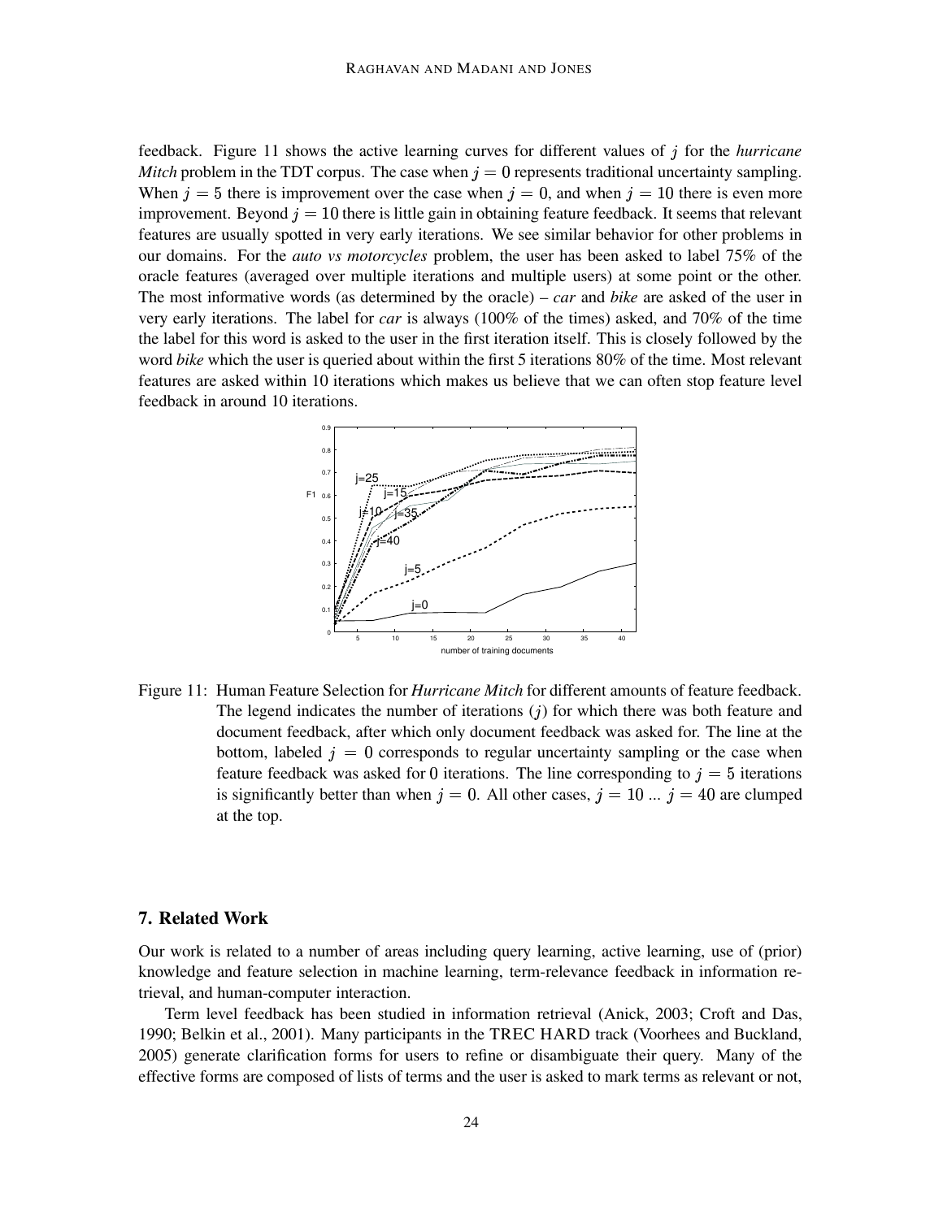feedback. Figure 11 shows the active learning curves for different values of $j$ for the *hurricane Mitch* problem in the TDT corpus. The case when $j = 0$ represents traditional uncertainty sampling. When $j = 5$ there is improvement over the case when $j = 0$, and when $j = 10$ there is even more improvement. Beyond $j = 10$ there is little gain in obtaining feature feedback. It seems that relevant features are usually spotted in very early iterations. We see similar behavior for other problems in our domains. For the *auto vs motorcycles* problem, the user has been asked to label 75% of the oracle features (averaged over multiple iterations and multiple users) at some point or the other. The most informative words (as determined by the oracle) – *car* and *bike* are asked of the user in very early iterations. The label for *car* is always (100% of the times) asked, and 70% of the time the label for this word is asked to the user in the first iteration itself. This is closely followed by the word *bike* which the user is queried about within the first 5 iterations 80% of the time. Most relevant features are asked within 10 iterations which makes us believe that we can often stop feature level feedback in around 10 iterations.

Figure 11: Human Feature Selection for *Hurricane Mitch* for different amounts of feature feedback. The legend indicates the number of iterations ($j$) for which there was both feature and document feedback, after which only document feedback was asked for. The line at the bottom, labeled $j = 0$ corresponds to regular uncertainty sampling or the case when feature feedback was asked for 0 iterations. The line corresponding to $j = 5$ iterations is significantly better than when $j = 0$. All other cases, $j = 10$ ... $j = 40$ are clumped at the top.

## 7. Related Work

Our work is related to a number of areas including query learning, active learning, use of (prior) knowledge and feature selection in machine learning, term-relevance feedback in information retrieval, and human-computer interaction.

Term level feedback has been studied in information retrieval (Anick, 2003; Croft and Das, 1990; Belkin et al., 2001). Many participants in the TREC HARD track (Voorhees and Buckland, 2005) generate clarification forms for users to refine or disambiguate their query. Many of the effective forms are composed of lists of terms and the user is asked to mark terms as relevant or not,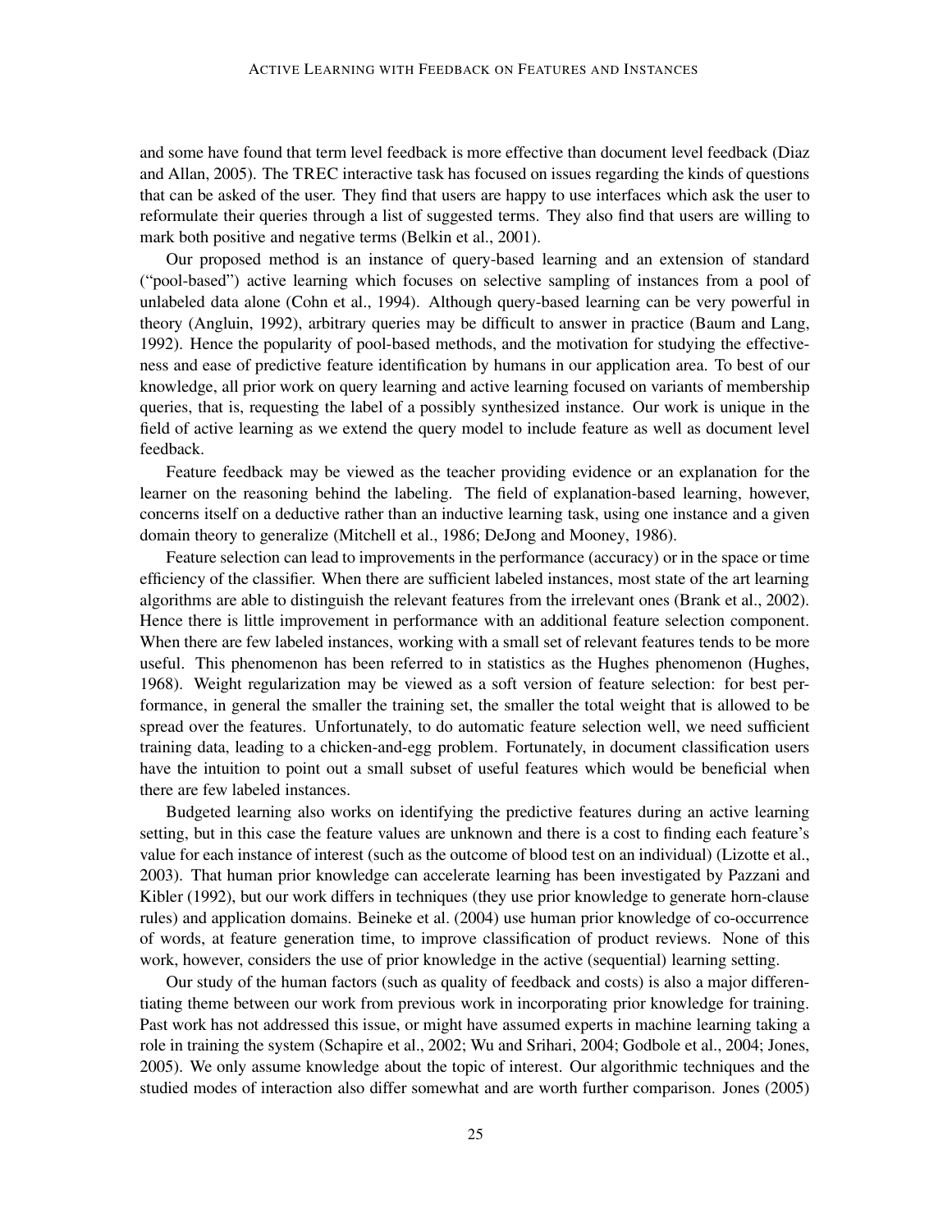and some have found that term level feedback is more effective than document level feedback (Diaz and Allan, 2005). The TREC interactive task has focused on issues regarding the kinds of questions that can be asked of the user. They find that users are happy to use interfaces which ask the user to reformulate their queries through a list of suggested terms. They also find that users are willing to mark both positive and negative terms (Belkin et al., 2001).

Our proposed method is an instance of query-based learning and an extension of standard ("pool-based") active learning which focuses on selective sampling of instances from a pool of unlabeled data alone (Cohn et al., 1994). Although query-based learning can be very powerful in theory (Angluin, 1992), arbitrary queries may be difficult to answer in practice (Baum and Lang, 1992). Hence the popularity of pool-based methods, and the motivation for studying the effectiveness and ease of predictive feature identification by humans in our application area. To best of our knowledge, all prior work on query learning and active learning focused on variants of membership queries, that is, requesting the label of a possibly synthesized instance. Our work is unique in the field of active learning as we extend the query model to include feature as well as document level feedback.

Feature feedback may be viewed as the teacher providing evidence or an explanation for the learner on the reasoning behind the labeling. The field of explanation-based learning, however, concerns itself on a deductive rather than an inductive learning task, using one instance and a given domain theory to generalize (Mitchell et al., 1986; DeJong and Mooney, 1986).

Feature selection can lead to improvements in the performance (accuracy) or in the space or time efficiency of the classifier. When there are sufficient labeled instances, most state of the art learning algorithms are able to distinguish the relevant features from the irrelevant ones (Brank et al., 2002). Hence there is little improvement in performance with an additional feature selection component. When there are few labeled instances, working with a small set of relevant features tends to be more useful. This phenomenon has been referred to in statistics as the Hughes phenomenon (Hughes, 1968). Weight regularization may be viewed as a soft version of feature selection: for best performance, in general the smaller the training set, the smaller the total weight that is allowed to be spread over the features. Unfortunately, to do automatic feature selection well, we need sufficient training data, leading to a chicken-and-egg problem. Fortunately, in document classification users have the intuition to point out a small subset of useful features which would be beneficial when there are few labeled instances.

Budgeted learning also works on identifying the predictive features during an active learning setting, but in this case the feature values are unknown and there is a cost to finding each feature's value for each instance of interest (such as the outcome of blood test on an individual) (Lizotte et al., 2003). That human prior knowledge can accelerate learning has been investigated by Pazzani and Kibler (1992), but our work differs in techniques (they use prior knowledge to generate horn-clause rules) and application domains. Beineke et al. (2004) use human prior knowledge of co-occurrence of words, at feature generation time, to improve classification of product reviews. None of this work, however, considers the use of prior knowledge in the active (sequential) learning setting.

Our study of the human factors (such as quality of feedback and costs) is also a major differentiating theme between our work from previous work in incorporating prior knowledge for training. Past work has not addressed this issue, or might have assumed experts in machine learning taking a role in training the system (Schapire et al., 2002; Wu and Srihari, 2004; Godbole et al., 2004; Jones, 2005). We only assume knowledge about the topic of interest. Our algorithmic techniques and the studied modes of interaction also differ somewhat and are worth further comparison. Jones (2005)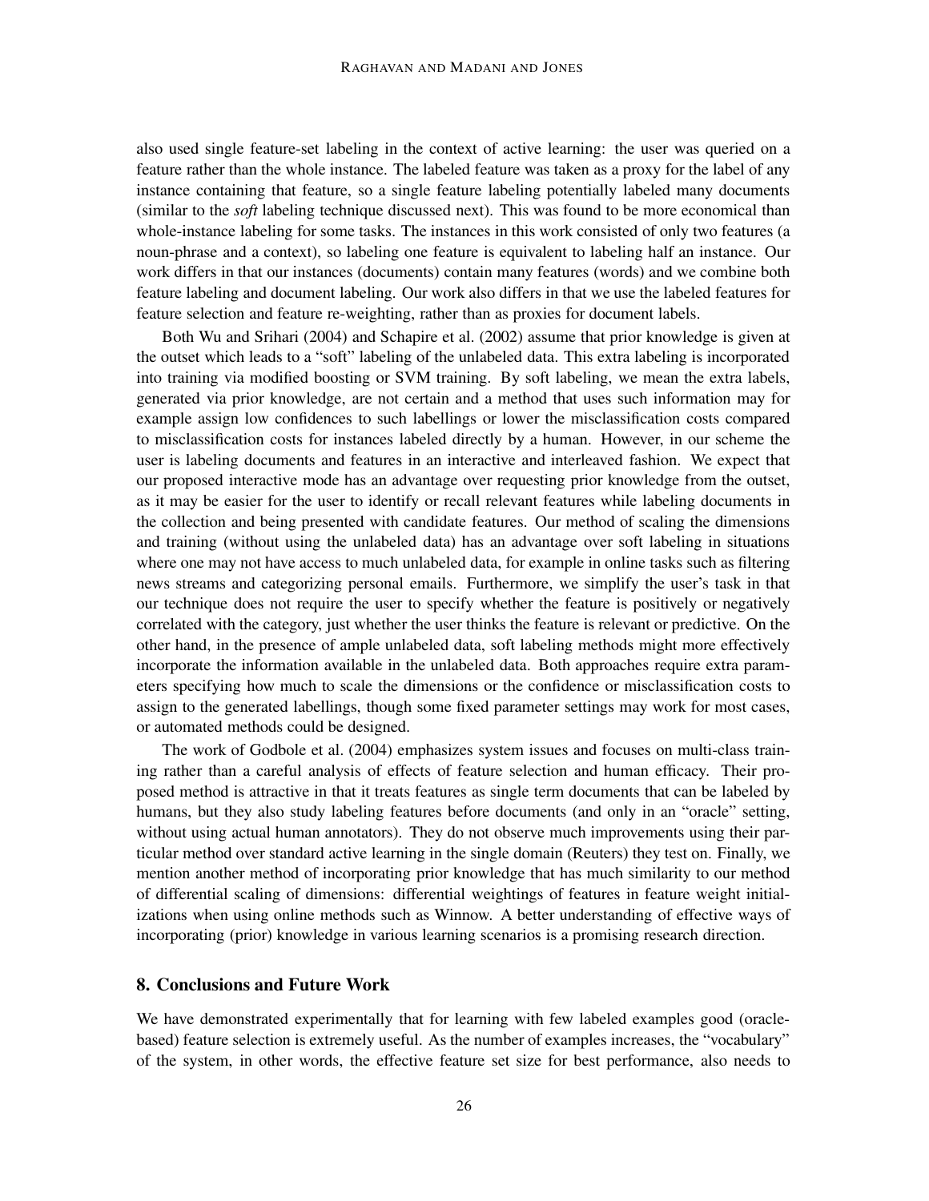also used single feature-set labeling in the context of active learning: the user was queried on a feature rather than the whole instance. The labeled feature was taken as a proxy for the label of any instance containing that feature, so a single feature labeling potentially labeled many documents (similar to the *soft* labeling technique discussed next). This was found to be more economical than whole-instance labeling for some tasks. The instances in this work consisted of only two features (a noun-phrase and a context), so labeling one feature is equivalent to labeling half an instance. Our work differs in that our instances (documents) contain many features (words) and we combine both feature labeling and document labeling. Our work also differs in that we use the labeled features for feature selection and feature re-weighting, rather than as proxies for document labels.

Both Wu and Srihari (2004) and Schapire et al. (2002) assume that prior knowledge is given at the outset which leads to a "soft" labeling of the unlabeled data. This extra labeling is incorporated into training via modified boosting or SVM training. By soft labeling, we mean the extra labels, generated via prior knowledge, are not certain and a method that uses such information may for example assign low confidences to such labellings or lower the misclassification costs compared to misclassification costs for instances labeled directly by a human. However, in our scheme the user is labeling documents and features in an interactive and interleaved fashion. We expect that our proposed interactive mode has an advantage over requesting prior knowledge from the outset, as it may be easier for the user to identify or recall relevant features while labeling documents in the collection and being presented with candidate features. Our method of scaling the dimensions and training (without using the unlabeled data) has an advantage over soft labeling in situations where one may not have access to much unlabeled data, for example in online tasks such as filtering news streams and categorizing personal emails. Furthermore, we simplify the user's task in that our technique does not require the user to specify whether the feature is positively or negatively correlated with the category, just whether the user thinks the feature is relevant or predictive. On the other hand, in the presence of ample unlabeled data, soft labeling methods might more effectively incorporate the information available in the unlabeled data. Both approaches require extra parameters specifying how much to scale the dimensions or the confidence or misclassification costs to assign to the generated labellings, though some fixed parameter settings may work for most cases, or automated methods could be designed.

The work of Godbole et al. (2004) emphasizes system issues and focuses on multi-class training rather than a careful analysis of effects of feature selection and human efficacy. Their proposed method is attractive in that it treats features as single term documents that can be labeled by humans, but they also study labeling features before documents (and only in an "oracle" setting, without using actual human annotators). They do not observe much improvements using their particular method over standard active learning in the single domain (Reuters) they test on. Finally, we mention another method of incorporating prior knowledge that has much similarity to our method of differential scaling of dimensions: differential weightings of features in feature weight initializations when using online methods such as Winnow. A better understanding of effective ways of incorporating (prior) knowledge in various learning scenarios is a promising research direction.

## 8. Conclusions and Future Work

We have demonstrated experimentally that for learning with few labeled examples good (oracle-based) feature selection is extremely useful. As the number of examples increases, the "vocabulary" of the system, in other words, the effective feature set size for best performance, also needs to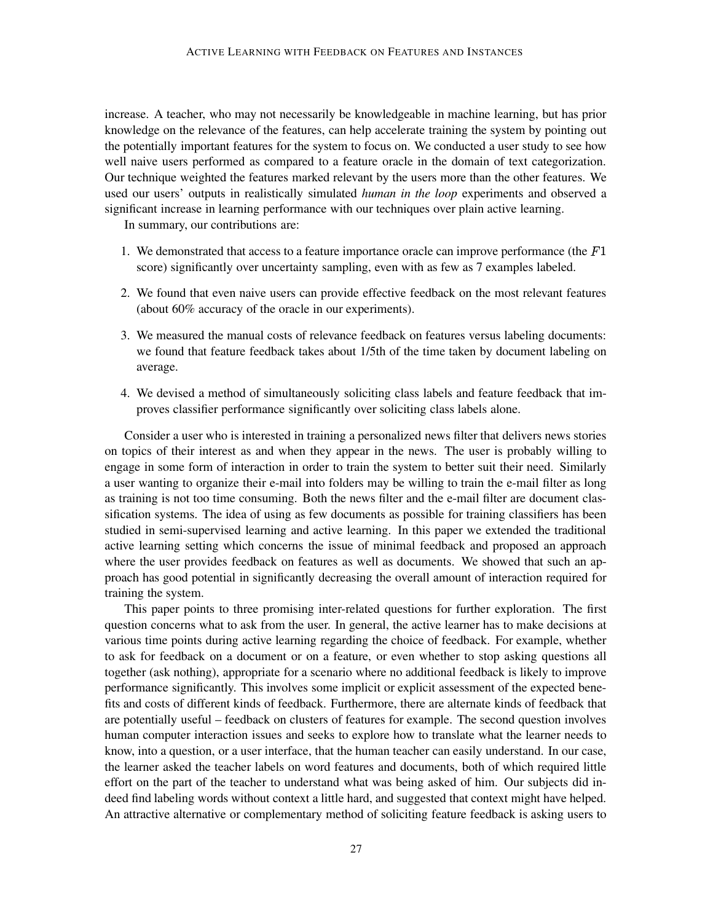increase. A teacher, who may not necessarily be knowledgeable in machine learning, but has prior knowledge on the relevance of the features, can help accelerate training the system by pointing out the potentially important features for the system to focus on. We conducted a user study to see how well naive users performed as compared to a feature oracle in the domain of text categorization. Our technique weighted the features marked relevant by the users more than the other features. We used our users' outputs in realistically simulated *human in the loop* experiments and observed a significant increase in learning performance with our techniques over plain active learning.

In summary, our contributions are:

1. We demonstrated that access to a feature importance oracle can improve performance (the $F1$ score) significantly over uncertainty sampling, even with as few as 7 examples labeled.
2. We found that even naive users can provide effective feedback on the most relevant features (about 60% accuracy of the oracle in our experiments).
3. We measured the manual costs of relevance feedback on features versus labeling documents: we found that feature feedback takes about 1/5th of the time taken by document labeling on average.
4. We devised a method of simultaneously soliciting class labels and feature feedback that improves classifier performance significantly over soliciting class labels alone.

Consider a user who is interested in training a personalized news filter that delivers news stories on topics of their interest as and when they appear in the news. The user is probably willing to engage in some form of interaction in order to train the system to better suit their need. Similarly a user wanting to organize their e-mail into folders may be willing to train the e-mail filter as long as training is not too time consuming. Both the news filter and the e-mail filter are document classification systems. The idea of using as few documents as possible for training classifiers has been studied in semi-supervised learning and active learning. In this paper we extended the traditional active learning setting which concerns the issue of minimal feedback and proposed an approach where the user provides feedback on features as well as documents. We showed that such an approach has good potential in significantly decreasing the overall amount of interaction required for training the system.

This paper points to three promising inter-related questions for further exploration. The first question concerns what to ask from the user. In general, the active learner has to make decisions at various time points during active learning regarding the choice of feedback. For example, whether to ask for feedback on a document or on a feature, or even whether to stop asking questions all together (ask nothing), appropriate for a scenario where no additional feedback is likely to improve performance significantly. This involves some implicit or explicit assessment of the expected benefits and costs of different kinds of feedback. Furthermore, there are alternate kinds of feedback that are potentially useful – feedback on clusters of features for example. The second question involves human computer interaction issues and seeks to explore how to translate what the learner needs to know, into a question, or a user interface, that the human teacher can easily understand. In our case, the learner asked the teacher labels on word features and documents, both of which required little effort on the part of the teacher to understand what was being asked of him. Our subjects did indeed find labeling words without context a little hard, and suggested that context might have helped. An attractive alternative or complementary method of soliciting feature feedback is asking users to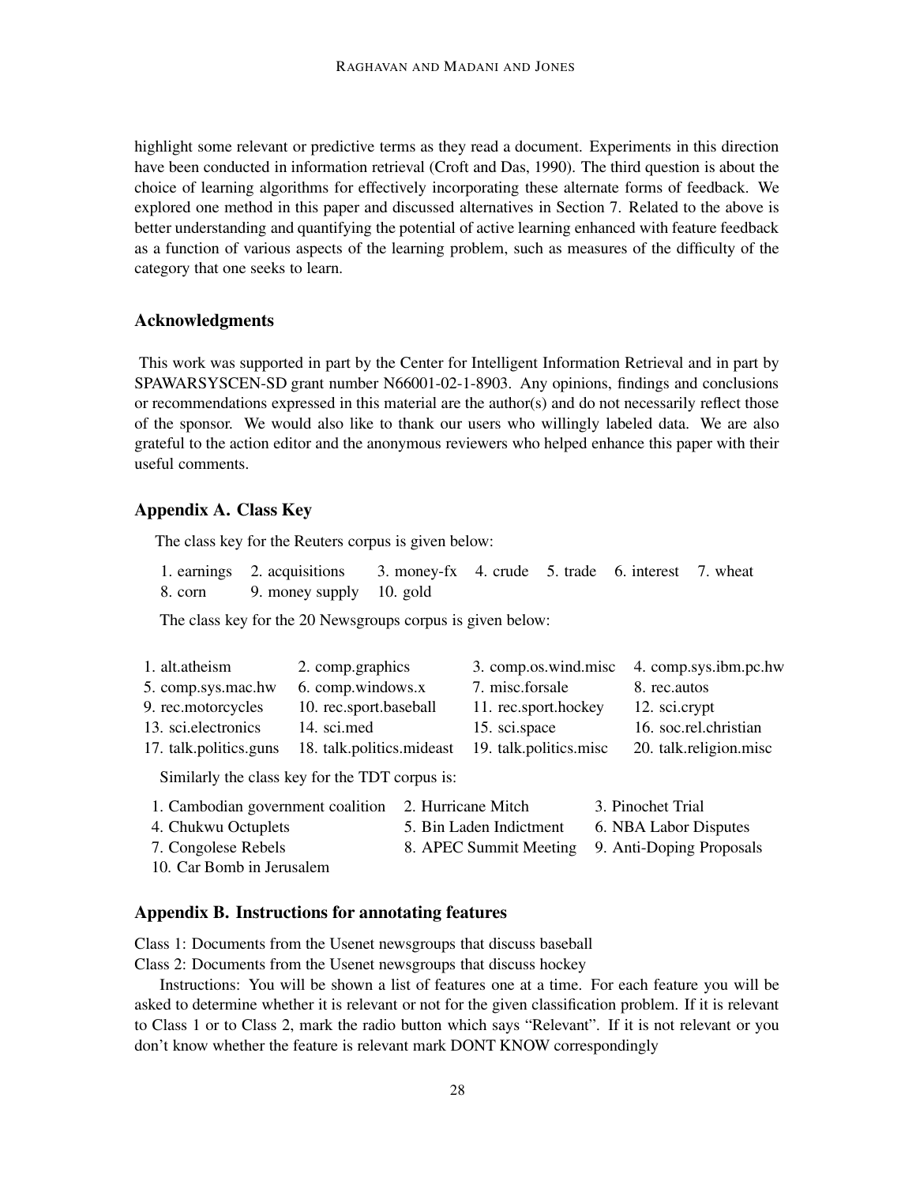highlight some relevant or predictive terms as they read a document. Experiments in this direction have been conducted in information retrieval (Croft and Das, 1990). The third question is about the choice of learning algorithms for effectively incorporating these alternate forms of feedback. We explored one method in this paper and discussed alternatives in Section 7. Related to the above is better understanding and quantifying the potential of active learning enhanced with feature feedback as a function of various aspects of the learning problem, such as measures of the difficulty of the category that one seeks to learn.

## Acknowledgments

This work was supported in part by the Center for Intelligent Information Retrieval and in part by SPAWARSYSCEN-SD grant number N66001-02-1-8903. Any opinions, findings and conclusions or recommendations expressed in this material are the author(s) and do not necessarily reflect those of the sponsor. We would also like to thank our users who willingly labeled data. We are also grateful to the action editor and the anonymous reviewers who helped enhance this paper with their useful comments.

## Appendix A. Class Key

The class key for the Reuters corpus is given below:

1. earnings 2. acquisitions 3. money-fx 4. crude 5. trade 6. interest 7. wheat 8. corn 9. money supply 10. gold

The class key for the 20 Newsgroups corpus is given below:

| | | | |
|---|---|---|---|
| 1. alt.atheism | 2. comp.graphics | 3. comp.os.wind.misc | 4. comp.sys.ibm.pc.hw |
| 5. comp.sys.mac.hw | 6. comp.windows.x | 7. misc.forsale | 8. rec.autos |
| 9. rec.motorcycles | 10. rec.sport.baseball | 11. rec.sport.hockey | 12. sci.crypt |
| 13. sci.electronics | 14. sci.med | 15. sci.space | 16. soc.rel.christian |
| 17. talk.politics.guns | 18. talk.politics.mideast | 19. talk.politics.misc | 20. talk.religion.misc |

Similarly the class key for the TDT corpus is:

| | | |
|---|---|---|
| 1. Cambodian government coalition | 2. Hurricane Mitch | 3. Pinochet Trial |
| 4. Chukwu Octuplets | 5. Bin Laden Indictment | 6. NBA Labor Disputes |
| 7. Congolese Rebels | 8. APEC Summit Meeting | 9. Anti-Doping Proposals |
| 10. Car Bomb in Jerusalem | | |

## Appendix B. Instructions for annotating features

Class 1: Documents from the Usenet newsgroups that discuss baseball

Class 2: Documents from the Usenet newsgroups that discuss hockey

Instructions: You will be shown a list of features one at a time. For each feature you will be asked to determine whether it is relevant or not for the given classification problem. If it is relevant to Class 1 or to Class 2, mark the radio button which says "Relevant". If it is not relevant or you don't know whether the feature is relevant mark DONT KNOW correspondingly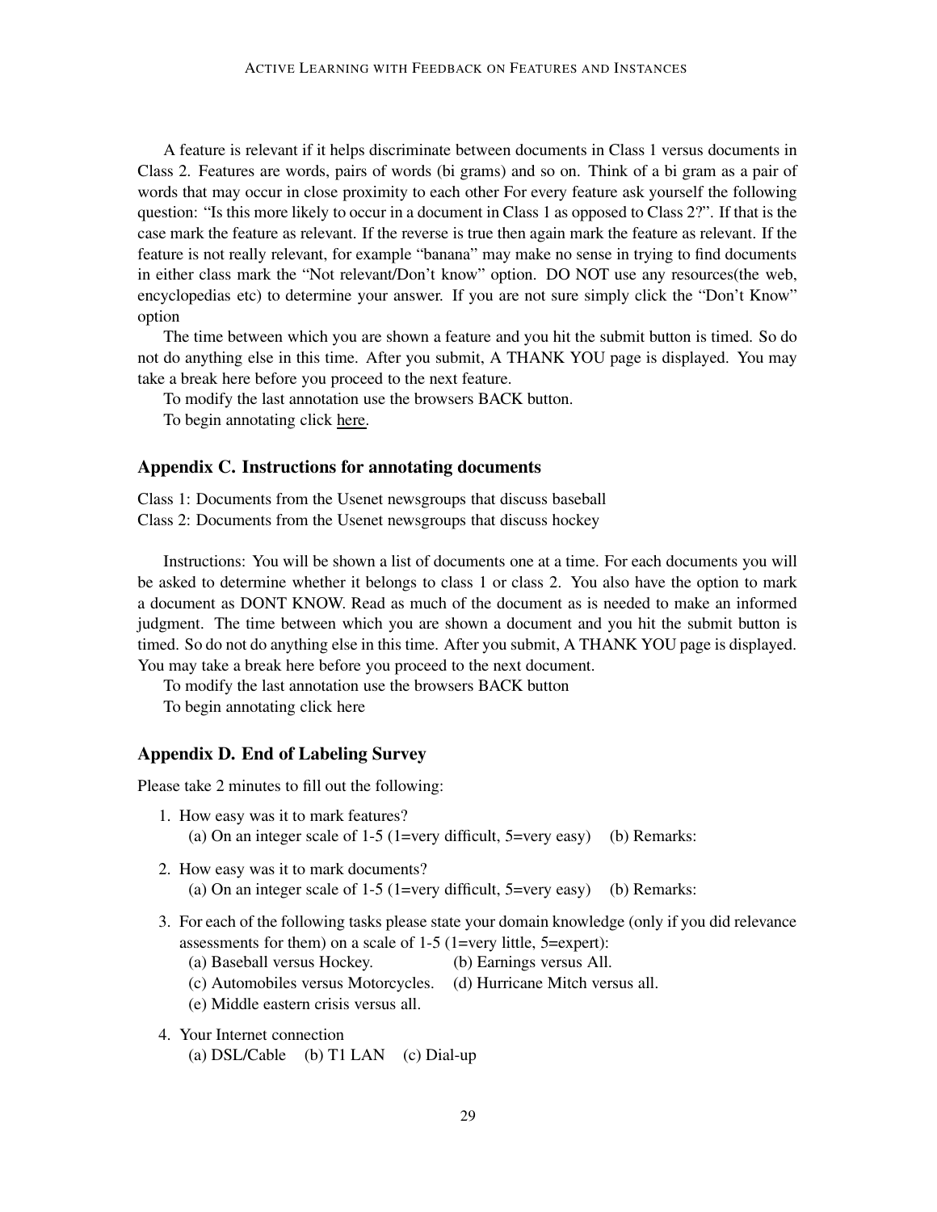A feature is relevant if it helps discriminate between documents in Class 1 versus documents in Class 2. Features are words, pairs of words (bi grams) and so on. Think of a bi gram as a pair of words that may occur in close proximity to each other For every feature ask yourself the following question: "Is this more likely to occur in a document in Class 1 as opposed to Class 2?". If that is the case mark the feature as relevant. If the reverse is true then again mark the feature as relevant. If the feature is not really relevant, for example "banana" may make no sense in trying to find documents in either class mark the "Not relevant/Don't know" option. DO NOT use any resources(the web, encyclopedias etc) to determine your answer. If you are not sure simply click the "Don't Know" option

The time between which you are shown a feature and you hit the submit button is timed. So do not do anything else in this time. After you submit, A THANK YOU page is displayed. You may take a break here before you proceed to the next feature.

To modify the last annotation use the browsers BACK button.

To begin annotating click here.

## Appendix C. Instructions for annotating documents

Class 1: Documents from the Usenet newsgroups that discuss baseball
Class 2: Documents from the Usenet newsgroups that discuss hockey

Instructions: You will be shown a list of documents one at a time. For each documents you will be asked to determine whether it belongs to class 1 or class 2. You also have the option to mark a document as DONT KNOW. Read as much of the document as is needed to make an informed judgment. The time between which you are shown a document and you hit the submit button is timed. So do not do anything else in this time. After you submit, A THANK YOU page is displayed. You may take a break here before you proceed to the next document.

To modify the last annotation use the browsers BACK button

To begin annotating click here

## Appendix D. End of Labeling Survey

Please take 2 minutes to fill out the following:

1. How easy was it to mark features?
   (a) On an integer scale of 1-5 (1=very difficult, 5=very easy) (b) Remarks:
2. How easy was it to mark documents?
   (a) On an integer scale of 1-5 (1=very difficult, 5=very easy) (b) Remarks:
3. For each of the following tasks please state your domain knowledge (only if you did relevance assessments for them) on a scale of 1-5 (1=very little, 5=expert):
   (a) Baseball versus Hockey. (b) Earnings versus All.
   (c) Automobiles versus Motorcycles. (d) Hurricane Mitch versus all.
   (e) Middle eastern crisis versus all.
4. Your Internet connection
   (a) DSL/Cable (b) T1 LAN (c) Dial-up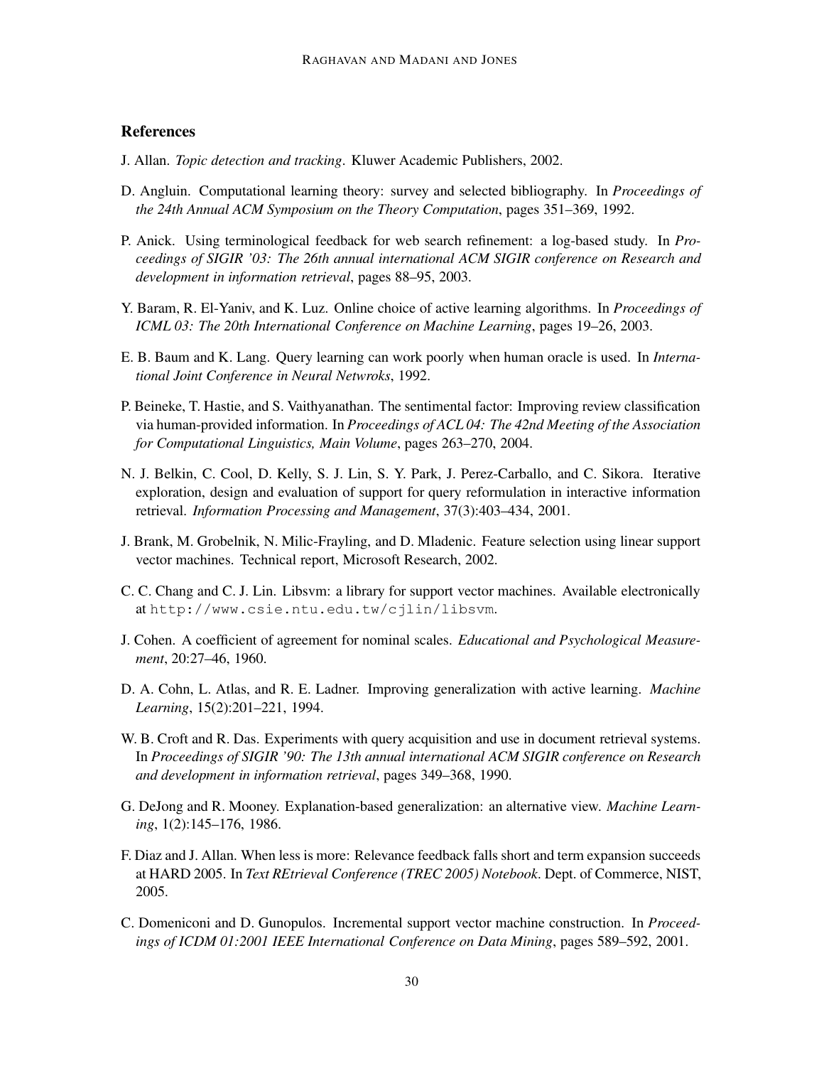## References

J. Allan. *Topic detection and tracking*. Kluwer Academic Publishers, 2002.

D. Angluin. Computational learning theory: survey and selected bibliography. In *Proceedings of the 24th Annual ACM Symposium on the Theory Computation*, pages 351–369, 1992.

P. Anick. Using terminological feedback for web search refinement: a log-based study. In *Proceedings of SIGIR '03: The 26th annual international ACM SIGIR conference on Research and development in information retrieval*, pages 88–95, 2003.

Y. Baram, R. El-Yaniv, and K. Luz. Online choice of active learning algorithms. In *Proceedings of ICML 03: The 20th International Conference on Machine Learning*, pages 19–26, 2003.

E. B. Baum and K. Lang. Query learning can work poorly when human oracle is used. In *International Joint Conference in Neural Netwroks*, 1992.

P. Beineke, T. Hastie, and S. Vaithyanathan. The sentimental factor: Improving review classification via human-provided information. In *Proceedings of ACL 04: The 42nd Meeting of the Association for Computational Linguistics, Main Volume*, pages 263–270, 2004.

N. J. Belkin, C. Cool, D. Kelly, S. J. Lin, S. Y. Park, J. Perez-Carballo, and C. Sikora. Iterative exploration, design and evaluation of support for query reformulation in interactive information retrieval. *Information Processing and Management*, 37(3):403–434, 2001.

J. Brank, M. Grobelnik, N. Milic-Frayling, and D. Mladenic. Feature selection using linear support vector machines. Technical report, Microsoft Research, 2002.

C. C. Chang and C. J. Lin. Libsvm: a library for support vector machines. Available electronically at `http://www.csie.ntu.edu.tw/cjlin/libsvm`.

J. Cohen. A coefficient of agreement for nominal scales. *Educational and Psychological Measurement*, 20:27–46, 1960.

D. A. Cohn, L. Atlas, and R. E. Ladner. Improving generalization with active learning. *Machine Learning*, 15(2):201–221, 1994.

W. B. Croft and R. Das. Experiments with query acquisition and use in document retrieval systems. In *Proceedings of SIGIR '90: The 13th annual international ACM SIGIR conference on Research and development in information retrieval*, pages 349–368, 1990.

G. DeJong and R. Mooney. Explanation-based generalization: an alternative view. *Machine Learning*, 1(2):145–176, 1986.

F. Diaz and J. Allan. When less is more: Relevance feedback falls short and term expansion succeeds at HARD 2005. In *Text REtrieval Conference (TREC 2005) Notebook*. Dept. of Commerce, NIST, 2005.

C. Domeniconi and D. Gunopulos. Incremental support vector machine construction. In *Proceedings of ICDM 01:2001 IEEE International Conference on Data Mining*, pages 589–592, 2001.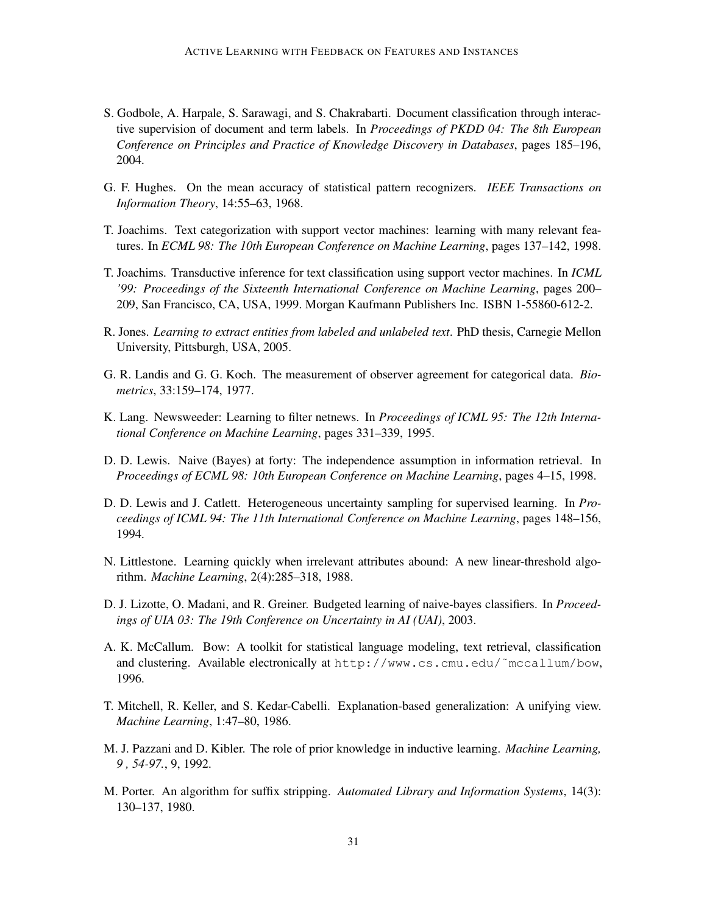S. Godbole, A. Harpale, S. Sarawagi, and S. Chakrabarti. Document classification through interactive supervision of document and term labels. In *Proceedings of PKDD 04: The 8th European Conference on Principles and Practice of Knowledge Discovery in Databases*, pages 185–196, 2004.

G. F. Hughes. On the mean accuracy of statistical pattern recognizers. *IEEE Transactions on Information Theory*, 14:55–63, 1968.

T. Joachims. Text categorization with support vector machines: learning with many relevant features. In *ECML 98: The 10th European Conference on Machine Learning*, pages 137–142, 1998.

T. Joachims. Transductive inference for text classification using support vector machines. In *ICML '99: Proceedings of the Sixteenth International Conference on Machine Learning*, pages 200–209, San Francisco, CA, USA, 1999. Morgan Kaufmann Publishers Inc. ISBN 1-55860-612-2.

R. Jones. *Learning to extract entities from labeled and unlabeled text*. PhD thesis, Carnegie Mellon University, Pittsburgh, USA, 2005.

G. R. Landis and G. G. Koch. The measurement of observer agreement for categorical data. *Biometrics*, 33:159–174, 1977.

K. Lang. Newsweeder: Learning to filter netnews. In *Proceedings of ICML 95: The 12th International Conference on Machine Learning*, pages 331–339, 1995.

D. D. Lewis. Naive (Bayes) at forty: The independence assumption in information retrieval. In *Proceedings of ECML 98: 10th European Conference on Machine Learning*, pages 4–15, 1998.

D. D. Lewis and J. Catlett. Heterogeneous uncertainty sampling for supervised learning. In *Proceedings of ICML 94: The 11th International Conference on Machine Learning*, pages 148–156, 1994.

N. Littlestone. Learning quickly when irrelevant attributes abound: A new linear-threshold algorithm. *Machine Learning*, 2(4):285–318, 1988.

D. J. Lizotte, O. Madani, and R. Greiner. Budgeted learning of naive-bayes classifiers. In *Proceedings of UIA 03: The 19th Conference on Uncertainty in AI (UAI)*, 2003.

A. K. McCallum. Bow: A toolkit for statistical language modeling, text retrieval, classification and clustering. Available electronically at `http://www.cs.cmu.edu/~mccallum/bow`, 1996.

T. Mitchell, R. Keller, and S. Kedar-Cabelli. Explanation-based generalization: A unifying view. *Machine Learning*, 1:47–80, 1986.

M. J. Pazzani and D. Kibler. The role of prior knowledge in inductive learning. *Machine Learning, 9 , 54-97.*, 9, 1992.

M. Porter. An algorithm for suffix stripping. *Automated Library and Information Systems*, 14(3): 130–137, 1980.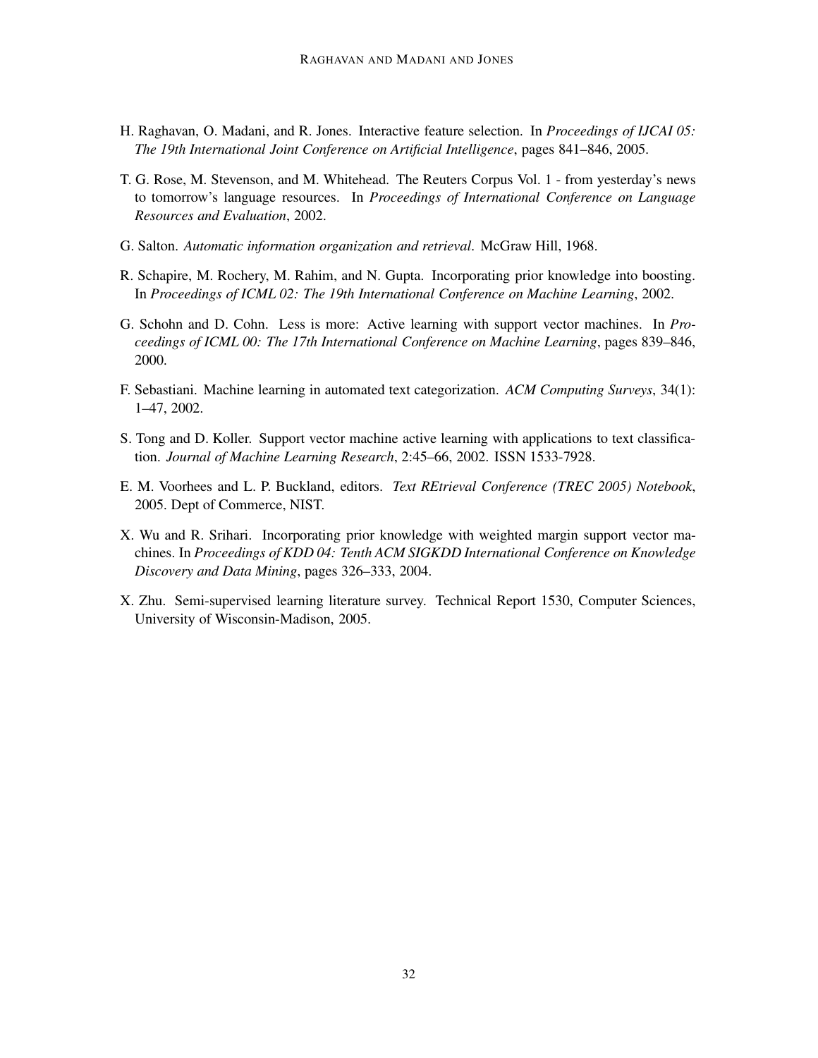H. Raghavan, O. Madani, and R. Jones. Interactive feature selection. In *Proceedings of IJCAI 05: The 19th International Joint Conference on Artificial Intelligence*, pages 841–846, 2005.

T. G. Rose, M. Stevenson, and M. Whitehead. The Reuters Corpus Vol. 1 - from yesterday's news to tomorrow's language resources. In *Proceedings of International Conference on Language Resources and Evaluation*, 2002.

G. Salton. *Automatic information organization and retrieval*. McGraw Hill, 1968.

R. Schapire, M. Rochery, M. Rahim, and N. Gupta. Incorporating prior knowledge into boosting. In *Proceedings of ICML 02: The 19th International Conference on Machine Learning*, 2002.

G. Schohn and D. Cohn. Less is more: Active learning with support vector machines. In *Proceedings of ICML 00: The 17th International Conference on Machine Learning*, pages 839–846, 2000.

F. Sebastiani. Machine learning in automated text categorization. *ACM Computing Surveys*, 34(1): 1–47, 2002.

S. Tong and D. Koller. Support vector machine active learning with applications to text classification. *Journal of Machine Learning Research*, 2:45–66, 2002. ISSN 1533-7928.

E. M. Voorhees and L. P. Buckland, editors. *Text REtrieval Conference (TREC 2005) Notebook*, 2005. Dept of Commerce, NIST.

X. Wu and R. Srihari. Incorporating prior knowledge with weighted margin support vector machines. In *Proceedings of KDD 04: Tenth ACM SIGKDD International Conference on Knowledge Discovery and Data Mining*, pages 326–333, 2004.

X. Zhu. Semi-supervised learning literature survey. Technical Report 1530, Computer Sciences, University of Wisconsin-Madison, 2005.